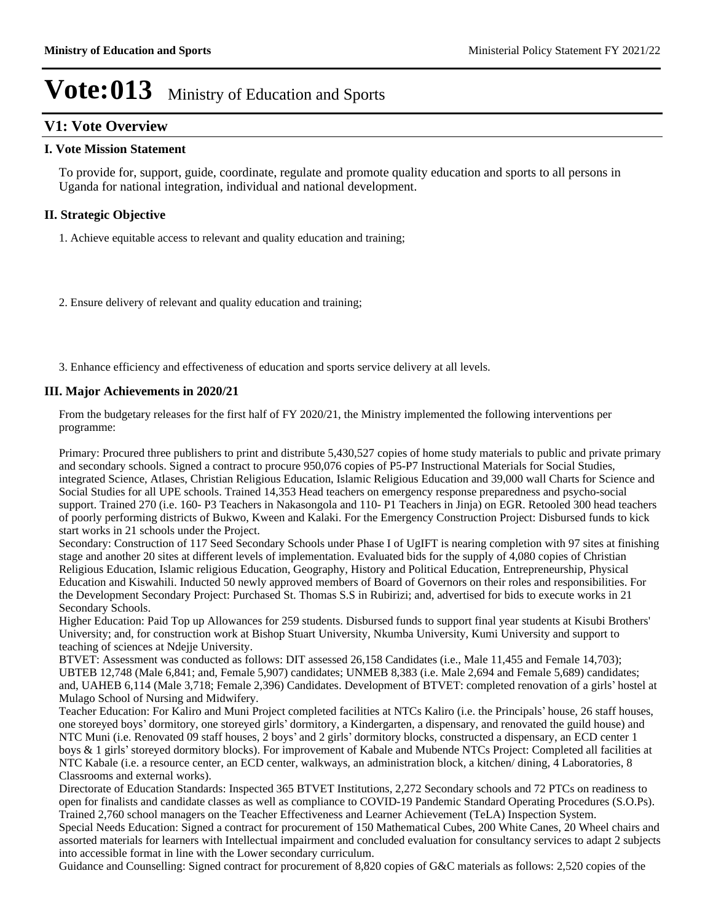# Vote:013 Ministry of Education and Sports

## V1: Vote Overview

### I. Vote Mission Statement

To provide for, support, guide, coordinate, regulate and promote quality education and sports to all persons in Uganda for national integration, individual and national development.

### II. Strategic Objective

1. Achieve equitable access to relevant and quality education and training;

2. Ensure delivery of relevant and quality education and training;

3. Enhance efficiency and effectiveness of education and sports service delivery at all levels.

### III. Major Achievements in 2020/21

From the budgetary releases for the first half of FY 2020/21, the Ministry implemented the following interventions per programme:

Primary: Procured three publishers to print and distribute 5,430,527 copies of home study materials to public and private primary and secondary schools. Signed a contract to procure 950,076 copies of P5-P7 Instructional Materials for Social Studies, integrated Science, Atlases, Christian Religious Education, Islamic Religious Education and 39,000 wall Charts for Science and Social Studies for all UPE schools. Trained 14,353 Head teachers on emergency response preparedness and psycho-social support. Trained 270 (i.e. 160- P3 Teachers in Nakasongola and 110- P1 Teachers in Jinja) on EGR. Retooled 300 head teachers of poorly performing districts of Bukwo, Kween and Kalaki. For the Emergency Construction Project: Disbursed funds to kick start works in 21 schools under the Project.

Secondary: Construction of 117 Seed Secondary Schools under Phase I of UgIFT is nearing completion with 97 sites at finishing stage and another 20 sites at different levels of implementation. Evaluated bids for the supply of 4,080 copies of Christian Religious Education, Islamic religious Education, Geography, History and Political Education, Entrepreneurship, Physical Education and Kiswahili. Inducted 50 newly approved members of Board of Governors on their roles and responsibilities. For the Development Secondary Project: Purchased St. Thomas S.S in Rubirizi; and, advertised for bids to execute works in 21 Secondary Schools.

Higher Education: Paid Top up Allowances for 259 students. Disbursed funds to support final year students at Kisubi Brothers' University; and, for construction work at Bishop Stuart University, Nkumba University, Kumi University and support to teaching of sciences at Ndejje University.

BTVET: Assessment was conducted as follows: DIT assessed 26,158 Candidates (i.e., Male 11,455 and Female 14,703); UBTEB 12,748 (Male 6,841; and, Female 5,907) candidates; UNMEB 8,383 (i.e. Male 2,694 and Female 5,689) candidates; and, UAHEB 6,114 (Male 3,718; Female 2,396) Candidates. Development of BTVET: completed renovation of a girls' hostel at Mulago School of Nursing and Midwifery.

Teacher Education: For Kaliro and Muni Project completed facilities at NTCs Kaliro (i.e. the Principals' house, 26 staff houses, one storeyed boys' dormitory, one storeyed girls' dormitory, a Kindergarten, a dispensary, and renovated the guild house) and NTC Muni (i.e. Renovated 09 staff houses, 2 boys' and 2 girls' dormitory blocks, constructed a dispensary, an ECD center 1 boys & 1 girls' storeyed dormitory blocks). For improvement of Kabale and Mubende NTCs Project: Completed all facilities at NTC Kabale (i.e. a resource center, an ECD center, walkways, an administration block, a kitchen/ dining, 4 Laboratories, 8 Classrooms and external works).

Directorate of Education Standards: Inspected 365 BTVET Institutions, 2,272 Secondary schools and 72 PTCs on readiness to open for finalists and candidate classes as well as compliance to COVID-19 Pandemic Standard Operating Procedures (S.O.Ps). Trained 2,760 school managers on the Teacher Effectiveness and Learner Achievement (TeLA) Inspection System.

Special Needs Education: Signed a contract for procurement of 150 Mathematical Cubes, 200 White Canes, 20 Wheel chairs and assorted materials for learners with Intellectual impairment and concluded evaluation for consultancy services to adapt 2 subjects into accessible format in line with the Lower secondary curriculum.

Guidance and Counselling: Signed contract for procurement of 8,820 copies of G&C materials as follows: 2,520 copies of the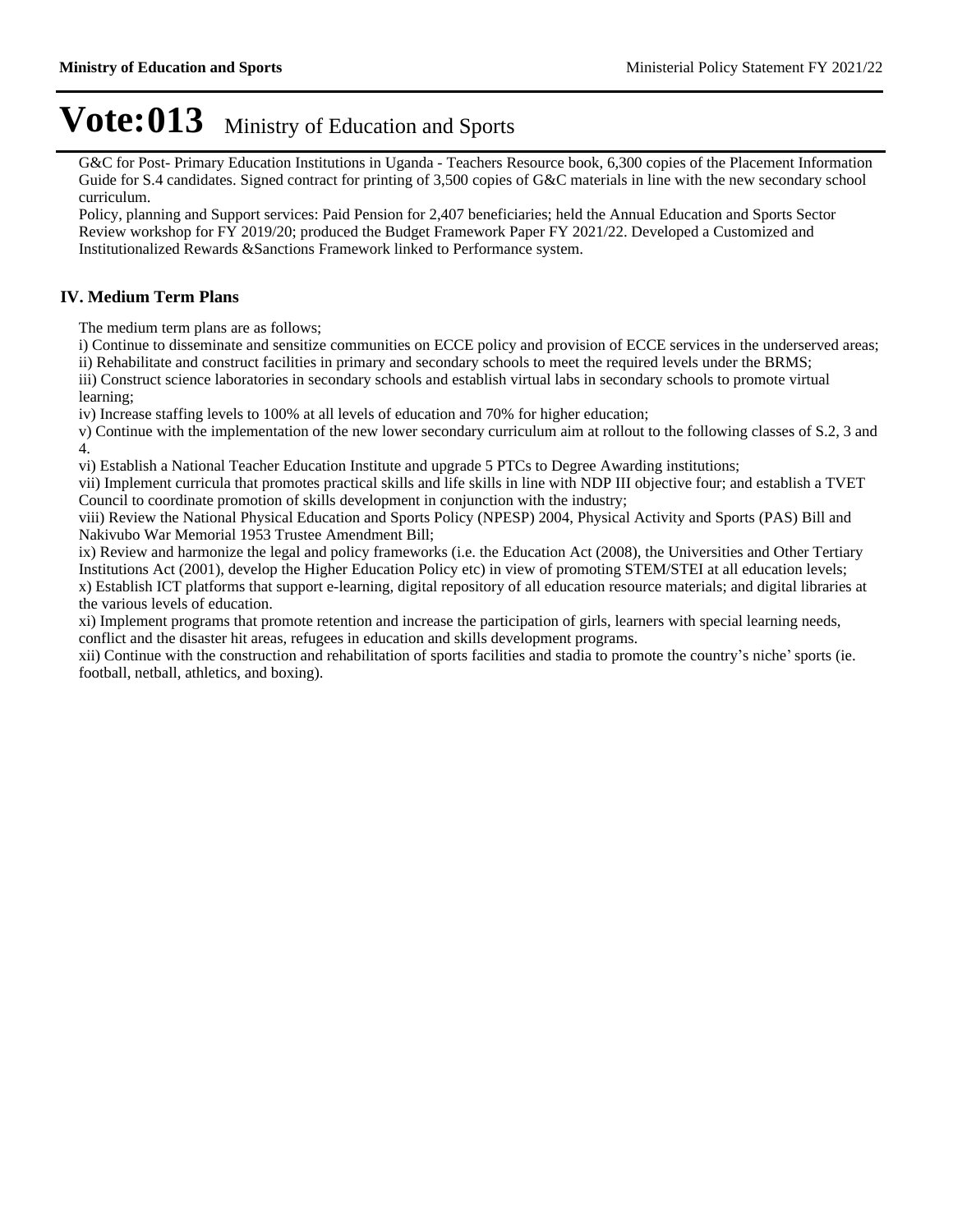# Vote:013 Ministry of Education and Sports

G&C for Post- Primary Education Institutions in Uganda - Teachers Resource book, 6,300 copies of the Placement Information Guide for S.4 candidates. Signed contract for printing of 3,500 copies of G&C materials in line with the new secondary school curriculum.

Policy, planning and Support services: Paid Pension for 2,407 beneficiaries; held the Annual Education and Sports Sector Review workshop for FY 2019/20; produced the Budget Framework Paper FY 2021/22. Developed a Customized and Institutionalized Rewards &Sanctions Framework linked to Performance system.

## IV. Medium Term Plans

The medium term plans are as follows;

i) Continue to disseminate and sensitize communities on ECCE policy and provision of ECCE services in the underserved areas;

ii) Rehabilitate and construct facilities in primary and secondary schools to meet the required levels under the BRMS;

iii) Construct science laboratories in secondary schools and establish virtual labs in secondary schools to promote virtual learning;

iv) Increase staffing levels to 100% at all levels of education and 70% for higher education;

v) Continue with the implementation of the new lower secondary curriculum aim at rollout to the following classes of S.2, 3 and 4.

vi) Establish a National Teacher Education Institute and upgrade 5 PTCs to Degree Awarding institutions;

vii) Implement curricula that promotes practical skills and life skills in line with NDP III objective four; and establish a TVET Council to coordinate promotion of skills development in conjunction with the industry;

viii) Review the National Physical Education and Sports Policy (NPESP) 2004, Physical Activity and Sports (PAS) Bill and Nakivubo War Memorial 1953 Trustee Amendment Bill;

ix) Review and harmonize the legal and policy frameworks (i.e. the Education Act (2008), the Universities and Other Tertiary Institutions Act (2001), develop the Higher Education Policy etc) in view of promoting STEM/STEI at all education levels;

x) Establish ICT platforms that support e-learning, digital repository of all education resource materials; and digital libraries at the various levels of education.

xi) Implement programs that promote retention and increase the participation of girls, learners with special learning needs, conflict and the disaster hit areas, refugees in education and skills development programs.

xii) Continue with the construction and rehabilitation of sports facilities and stadia to promote the country's niche' sports (ie. football, netball, athletics, and boxing).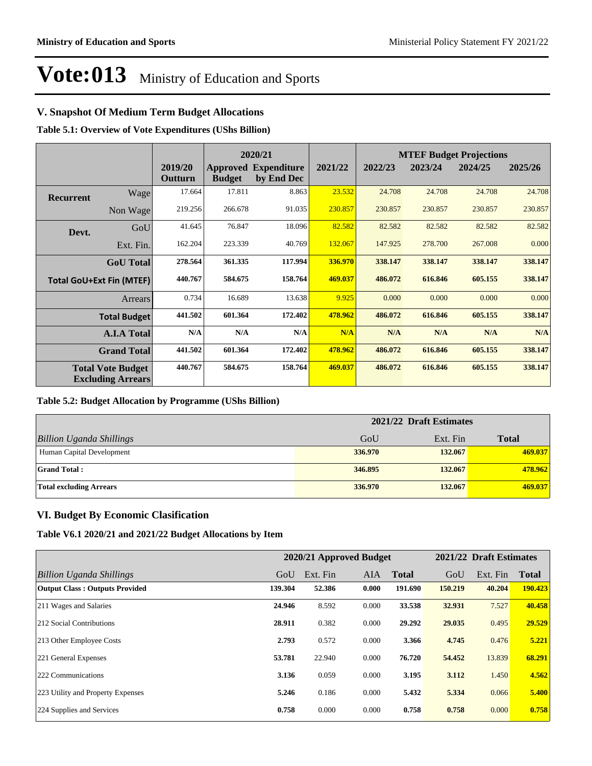# Vote:013 Ministry of Education and Sports

## V. Snapshot Of Medium Term Budget Allocations

**Table 5.1: Overview of Vote Expenditures (UShs Billion)**

| | | | 2020/21 | | | MTEF Budget Projections | | | |
|---|---|---|---|---|---|---|---|---|---|
| | | 2019/20 Outturn | Approved Budget | Expenditure by End Dec | 2021/22 | 2022/23 | 2023/24 | 2024/25 | 2025/26 |
| Recurrent | Wage | 17.664 | 17.811 | 8.863 | 23.532 | 24.708 | 24.708 | 24.708 | 24.708 |
| | Non Wage | 219.256 | 266.678 | 91.035 | 230.857 | 230.857 | 230.857 | 230.857 | 230.857 |
| Devt. | GoU | 41.645 | 76.847 | 18.096 | 82.582 | 82.582 | 82.582 | 82.582 | 82.582 |
| | Ext. Fin. | 162.204 | 223.339 | 40.769 | 132.067 | 147.925 | 278.700 | 267.008 | 0.000 |
| | **GoU Total** | **278.564** | **361.335** | **117.994** | **336.970** | **338.147** | **338.147** | **338.147** | **338.147** |
| **Total GoU+Ext Fin (MTEF)** | | **440.767** | **584.675** | **158.764** | **469.037** | **486.072** | **616.846** | **605.155** | **338.147** |
| | Arrears | 0.734 | 16.689 | 13.638 | 9.925 | 0.000 | 0.000 | 0.000 | 0.000 |
| | **Total Budget** | **441.502** | **601.364** | **172.402** | **478.962** | **486.072** | **616.846** | **605.155** | **338.147** |
| | **A.I.A Total** | **N/A** | **N/A** | **N/A** | **N/A** | **N/A** | **N/A** | **N/A** | **N/A** |
| | **Grand Total** | **441.502** | **601.364** | **172.402** | **478.962** | **486.072** | **616.846** | **605.155** | **338.147** |
| | **Total Vote Budget Excluding Arrears** | **440.767** | **584.675** | **158.764** | **469.037** | **486.072** | **616.846** | **605.155** | **338.147** |

**Table 5.2: Budget Allocation by Programme (UShs Billion)**

| | 2021/22 Draft Estimates | | |
|---|---|---|---|
| *Billion Uganda Shillings* | GoU | Ext. Fin | **Total** |
| Human Capital Development | **336.970** | **132.067** | **469.037** |
| **Grand Total :** | **346.895** | **132.067** | **478.962** |
| **Total excluding Arrears** | **336.970** | **132.067** | **469.037** |

## VI. Budget By Economic Clasification

**Table V6.1 2020/21 and 2021/22 Budget Allocations by Item**

| | 2020/21 Approved Budget | | | | 2021/22 Draft Estimates | | |
|---|---|---|---|---|---|---|---|
| *Billion Uganda Shillings* | GoU | Ext. Fin | AIA | **Total** | GoU | Ext. Fin | **Total** |
| **Output Class : Outputs Provided** | **139.304** | **52.386** | **0.000** | **191.690** | **150.219** | **40.204** | **190.423** |
| 211 Wages and Salaries | **24.946** | 8.592 | 0.000 | **33.538** | **32.931** | 7.527 | **40.458** |
| 212 Social Contributions | **28.911** | 0.382 | 0.000 | **29.292** | **29.035** | 0.495 | **29.529** |
| 213 Other Employee Costs | **2.793** | 0.572 | 0.000 | **3.366** | **4.745** | 0.476 | **5.221** |
| 221 General Expenses | **53.781** | 22.940 | 0.000 | **76.720** | **54.452** | 13.839 | **68.291** |
| 222 Communications | **3.136** | 0.059 | 0.000 | **3.195** | **3.112** | 1.450 | **4.562** |
| 223 Utility and Property Expenses | **5.246** | 0.186 | 0.000 | **5.432** | **5.334** | 0.066 | **5.400** |
| 224 Supplies and Services | **0.758** | 0.000 | 0.000 | **0.758** | **0.758** | 0.000 | **0.758** |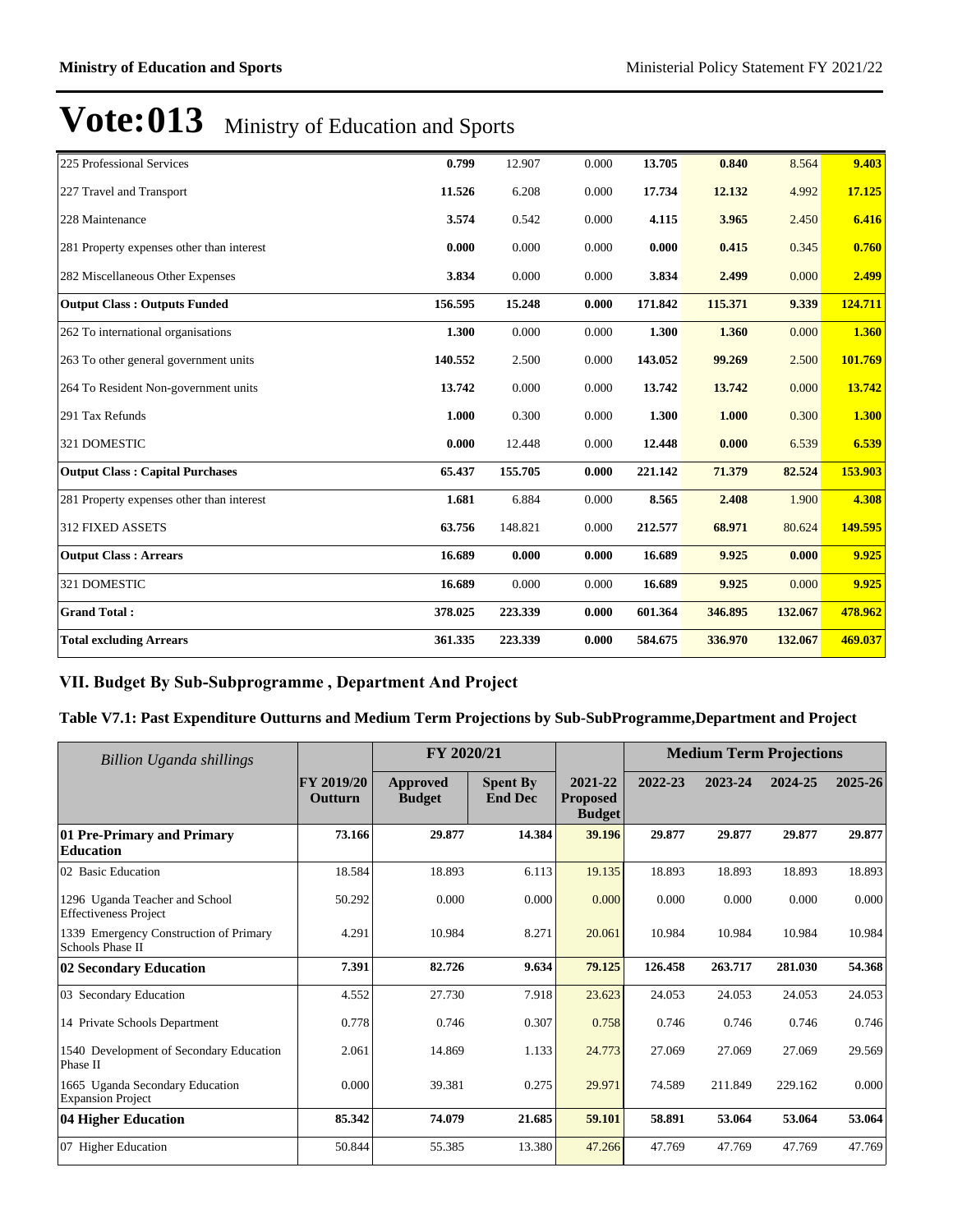# Vote:013 Ministry of Education and Sports

| | | | | | | | |
|---|---|---|---|---|---|---|---|
| 225 Professional Services | **0.799** | 12.907 | 0.000 | **13.705** | **0.840** | 8.564 | **9.403** |
| 227 Travel and Transport | **11.526** | 6.208 | 0.000 | **17.734** | **12.132** | 4.992 | **17.125** |
| 228 Maintenance | **3.574** | 0.542 | 0.000 | **4.115** | **3.965** | 2.450 | **6.416** |
| 281 Property expenses other than interest | **0.000** | 0.000 | 0.000 | **0.000** | **0.415** | 0.345 | **0.760** |
| 282 Miscellaneous Other Expenses | **3.834** | 0.000 | 0.000 | **3.834** | **2.499** | 0.000 | **2.499** |
| **Output Class : Outputs Funded** | **156.595** | **15.248** | **0.000** | **171.842** | **115.371** | **9.339** | **124.711** |
| 262 To international organisations | **1.300** | 0.000 | 0.000 | **1.300** | **1.360** | 0.000 | **1.360** |
| 263 To other general government units | **140.552** | 2.500 | 0.000 | **143.052** | **99.269** | 2.500 | **101.769** |
| 264 To Resident Non-government units | **13.742** | 0.000 | 0.000 | **13.742** | **13.742** | 0.000 | **13.742** |
| 291 Tax Refunds | **1.000** | 0.300 | 0.000 | **1.300** | **1.000** | 0.300 | **1.300** |
| 321 DOMESTIC | **0.000** | 12.448 | 0.000 | **12.448** | **0.000** | 6.539 | **6.539** |
| **Output Class : Capital Purchases** | **65.437** | **155.705** | **0.000** | **221.142** | **71.379** | **82.524** | **153.903** |
| 281 Property expenses other than interest | **1.681** | 6.884 | 0.000 | **8.565** | **2.408** | 1.900 | **4.308** |
| 312 FIXED ASSETS | **63.756** | 148.821 | 0.000 | **212.577** | **68.971** | 80.624 | **149.595** |
| **Output Class : Arrears** | **16.689** | **0.000** | **0.000** | **16.689** | **9.925** | **0.000** | **9.925** |
| 321 DOMESTIC | **16.689** | 0.000 | 0.000 | **16.689** | **9.925** | 0.000 | **9.925** |
| **Grand Total :** | **378.025** | **223.339** | **0.000** | **601.364** | **346.895** | **132.067** | **478.962** |
| **Total excluding Arrears** | **361.335** | **223.339** | **0.000** | **584.675** | **336.970** | **132.067** | **469.037** |

## VII. Budget By Sub-Subprogramme , Department And Project

### Table V7.1: Past Expenditure Outturns and Medium Term Projections by Sub-SubProgramme,Department and Project

| *Billion Uganda shillings* | | FY 2020/21 | | | Medium Term Projections | | | |
|---|---|---|---|---|---|---|---|---|
| | FY 2019/20 Outturn | Approved Budget | Spent By End Dec | 2021-22 Proposed Budget | 2022-23 | 2023-24 | 2024-25 | 2025-26 |
| **01 Pre-Primary and Primary Education** | **73.166** | **29.877** | **14.384** | **39.196** | **29.877** | **29.877** | **29.877** | **29.877** |
| 02 Basic Education | 18.584 | 18.893 | 6.113 | 19.135 | 18.893 | 18.893 | 18.893 | 18.893 |
| 1296 Uganda Teacher and School Effectiveness Project | 50.292 | 0.000 | 0.000 | 0.000 | 0.000 | 0.000 | 0.000 | 0.000 |
| 1339 Emergency Construction of Primary Schools Phase II | 4.291 | 10.984 | 8.271 | 20.061 | 10.984 | 10.984 | 10.984 | 10.984 |
| **02 Secondary Education** | **7.391** | **82.726** | **9.634** | **79.125** | **126.458** | **263.717** | **281.030** | **54.368** |
| 03 Secondary Education | 4.552 | 27.730 | 7.918 | 23.623 | 24.053 | 24.053 | 24.053 | 24.053 |
| 14 Private Schools Department | 0.778 | 0.746 | 0.307 | 0.758 | 0.746 | 0.746 | 0.746 | 0.746 |
| 1540 Development of Secondary Education Phase II | 2.061 | 14.869 | 1.133 | 24.773 | 27.069 | 27.069 | 27.069 | 29.569 |
| 1665 Uganda Secondary Education Expansion Project | 0.000 | 39.381 | 0.275 | 29.971 | 74.589 | 211.849 | 229.162 | 0.000 |
| **04 Higher Education** | **85.342** | **74.079** | **21.685** | **59.101** | **58.891** | **53.064** | **53.064** | **53.064** |
| 07 Higher Education | 50.844 | 55.385 | 13.380 | 47.266 | 47.769 | 47.769 | 47.769 | 47.769 |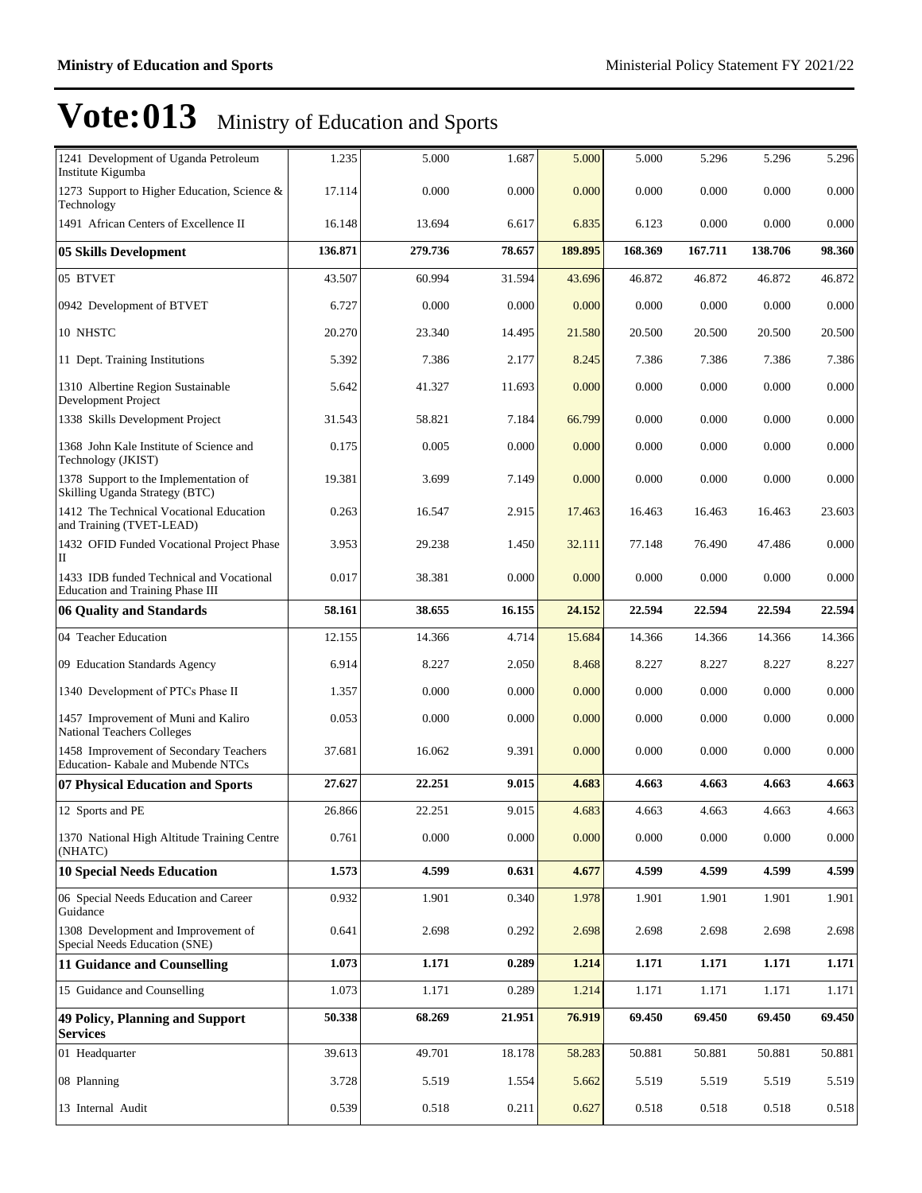# Vote:013 Ministry of Education and Sports

| | | | | | | | | |
|---|---|---|---|---|---|---|---|---|
| 1241 Development of Uganda Petroleum Institute Kigumba | 1.235 | 5.000 | 1.687 | 5.000 | 5.000 | 5.296 | 5.296 | 5.296 |
| 1273 Support to Higher Education, Science & Technology | 17.114 | 0.000 | 0.000 | 0.000 | 0.000 | 0.000 | 0.000 | 0.000 |
| 1491 African Centers of Excellence II | 16.148 | 13.694 | 6.617 | 6.835 | 6.123 | 0.000 | 0.000 | 0.000 |
| **05 Skills Development** | **136.871** | **279.736** | **78.657** | **189.895** | **168.369** | **167.711** | **138.706** | **98.360** |
| 05 BTVET | 43.507 | 60.994 | 31.594 | 43.696 | 46.872 | 46.872 | 46.872 | 46.872 |
| 0942 Development of BTVET | 6.727 | 0.000 | 0.000 | 0.000 | 0.000 | 0.000 | 0.000 | 0.000 |
| 10 NHSTC | 20.270 | 23.340 | 14.495 | 21.580 | 20.500 | 20.500 | 20.500 | 20.500 |
| 11 Dept. Training Institutions | 5.392 | 7.386 | 2.177 | 8.245 | 7.386 | 7.386 | 7.386 | 7.386 |
| 1310 Albertine Region Sustainable Development Project | 5.642 | 41.327 | 11.693 | 0.000 | 0.000 | 0.000 | 0.000 | 0.000 |
| 1338 Skills Development Project | 31.543 | 58.821 | 7.184 | 66.799 | 0.000 | 0.000 | 0.000 | 0.000 |
| 1368 John Kale Institute of Science and Technology (JKIST) | 0.175 | 0.005 | 0.000 | 0.000 | 0.000 | 0.000 | 0.000 | 0.000 |
| 1378 Support to the Implementation of Skilling Uganda Strategy (BTC) | 19.381 | 3.699 | 7.149 | 0.000 | 0.000 | 0.000 | 0.000 | 0.000 |
| 1412 The Technical Vocational Education and Training (TVET-LEAD) | 0.263 | 16.547 | 2.915 | 17.463 | 16.463 | 16.463 | 16.463 | 23.603 |
| 1432 OFID Funded Vocational Project Phase II | 3.953 | 29.238 | 1.450 | 32.111 | 77.148 | 76.490 | 47.486 | 0.000 |
| 1433 IDB funded Technical and Vocational Education and Training Phase III | 0.017 | 38.381 | 0.000 | 0.000 | 0.000 | 0.000 | 0.000 | 0.000 |
| **06 Quality and Standards** | **58.161** | **38.655** | **16.155** | **24.152** | **22.594** | **22.594** | **22.594** | **22.594** |
| 04 Teacher Education | 12.155 | 14.366 | 4.714 | 15.684 | 14.366 | 14.366 | 14.366 | 14.366 |
| 09 Education Standards Agency | 6.914 | 8.227 | 2.050 | 8.468 | 8.227 | 8.227 | 8.227 | 8.227 |
| 1340 Development of PTCs Phase II | 1.357 | 0.000 | 0.000 | 0.000 | 0.000 | 0.000 | 0.000 | 0.000 |
| 1457 Improvement of Muni and Kaliro National Teachers Colleges | 0.053 | 0.000 | 0.000 | 0.000 | 0.000 | 0.000 | 0.000 | 0.000 |
| 1458 Improvement of Secondary Teachers Education- Kabale and Mubende NTCs | 37.681 | 16.062 | 9.391 | 0.000 | 0.000 | 0.000 | 0.000 | 0.000 |
| **07 Physical Education and Sports** | **27.627** | **22.251** | **9.015** | **4.683** | **4.663** | **4.663** | **4.663** | **4.663** |
| 12 Sports and PE | 26.866 | 22.251 | 9.015 | 4.683 | 4.663 | 4.663 | 4.663 | 4.663 |
| 1370 National High Altitude Training Centre (NHATC) | 0.761 | 0.000 | 0.000 | 0.000 | 0.000 | 0.000 | 0.000 | 0.000 |
| **10 Special Needs Education** | **1.573** | **4.599** | **0.631** | **4.677** | **4.599** | **4.599** | **4.599** | **4.599** |
| 06 Special Needs Education and Career Guidance | 0.932 | 1.901 | 0.340 | 1.978 | 1.901 | 1.901 | 1.901 | 1.901 |
| 1308 Development and Improvement of Special Needs Education (SNE) | 0.641 | 2.698 | 0.292 | 2.698 | 2.698 | 2.698 | 2.698 | 2.698 |
| **11 Guidance and Counselling** | **1.073** | **1.171** | **0.289** | **1.214** | **1.171** | **1.171** | **1.171** | **1.171** |
| 15 Guidance and Counselling | 1.073 | 1.171 | 0.289 | 1.214 | 1.171 | 1.171 | 1.171 | 1.171 |
| **49 Policy, Planning and Support Services** | **50.338** | **68.269** | **21.951** | **76.919** | **69.450** | **69.450** | **69.450** | **69.450** |
| 01 Headquarter | 39.613 | 49.701 | 18.178 | 58.283 | 50.881 | 50.881 | 50.881 | 50.881 |
| 08 Planning | 3.728 | 5.519 | 1.554 | 5.662 | 5.519 | 5.519 | 5.519 | 5.519 |
| 13 Internal Audit | 0.539 | 0.518 | 0.211 | 0.627 | 0.518 | 0.518 | 0.518 | 0.518 |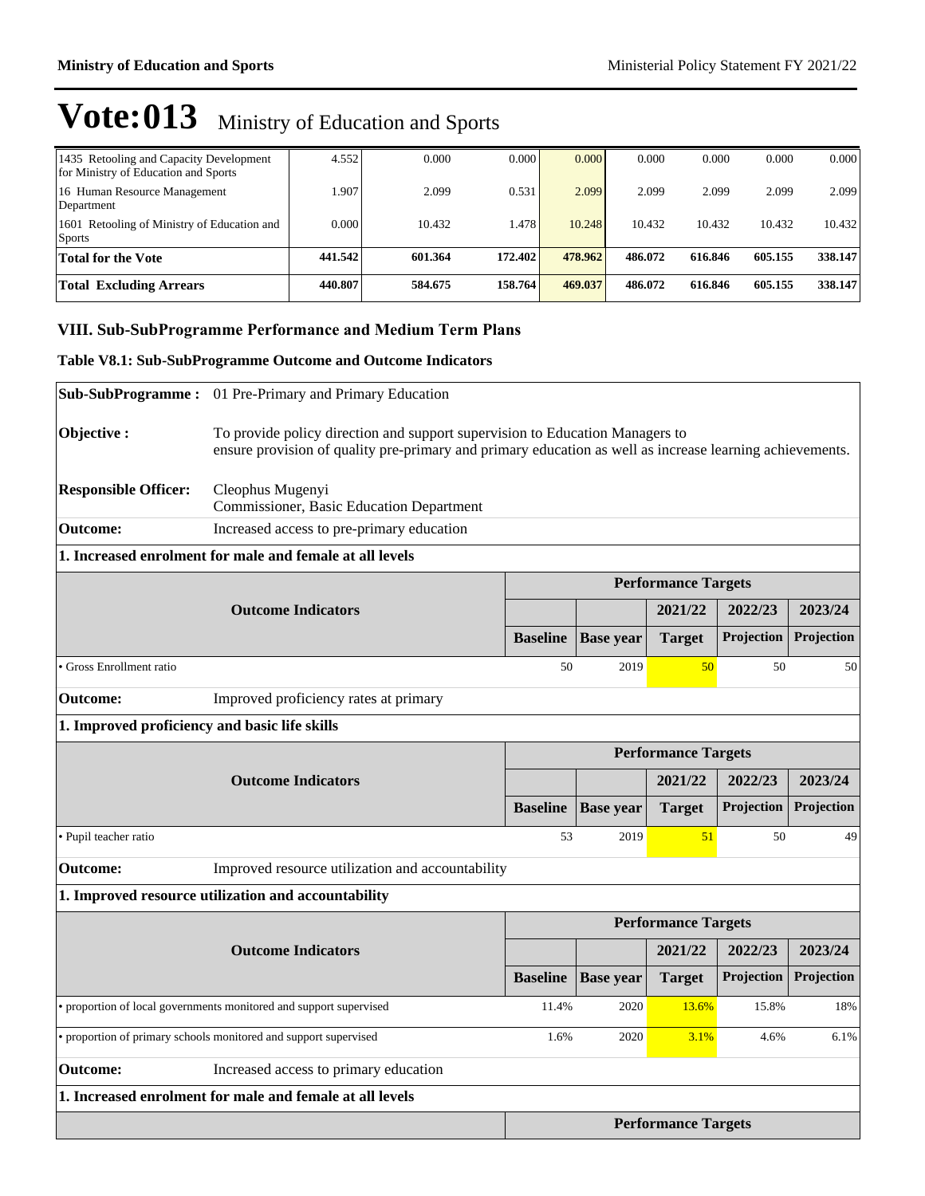# Vote:013 Ministry of Education and Sports

| | | | | | | | | |
|---|---|---|---|---|---|---|---|---|
| 1435 Retooling and Capacity Development for Ministry of Education and Sports | 4.552 | 0.000 | 0.000 | 0.000 | 0.000 | 0.000 | 0.000 | 0.000 |
| 16 Human Resource Management Department | 1.907 | 2.099 | 0.531 | 2.099 | 2.099 | 2.099 | 2.099 | 2.099 |
| 1601 Retooling of Ministry of Education and Sports | 0.000 | 10.432 | 1.478 | 10.248 | 10.432 | 10.432 | 10.432 | 10.432 |
| **Total for the Vote** | **441.542** | **601.364** | **172.402** | **478.962** | **486.072** | **616.846** | **605.155** | **338.147** |
| **Total Excluding Arrears** | **440.807** | **584.675** | **158.764** | **469.037** | **486.072** | **616.846** | **605.155** | **338.147** |

## VIII. Sub-SubProgramme Performance and Medium Term Plans

### Table V8.1: Sub-SubProgramme Outcome and Outcome Indicators

**Sub-SubProgramme :** 01 Pre-Primary and Primary Education

**Objective :** To provide policy direction and support supervision to Education Managers to ensure provision of quality pre-primary and primary education as well as increase learning achievements.

**Responsible Officer:** Cleophus Mugenyi
Commissioner, Basic Education Department

**Outcome:** Increased access to pre-primary education

**1. Increased enrolment for male and female at all levels**

| Outcome Indicators | Performance Targets | | | | |
|---|---|---|---|---|---|
| | | | 2021/22 | 2022/23 | 2023/24 |
| | Baseline | Base year | Target | Projection | Projection |
| • Gross Enrollment ratio | 50 | 2019 | 50 | 50 | 50 |

**Outcome:** Improved proficiency rates at primary

**1. Improved proficiency and basic life skills**

| Outcome Indicators | Performance Targets | | | | |
|---|---|---|---|---|---|
| | | | 2021/22 | 2022/23 | 2023/24 |
| | Baseline | Base year | Target | Projection | Projection |
| • Pupil teacher ratio | 53 | 2019 | 51 | 50 | 49 |

**Outcome:** Improved resource utilization and accountability

**1. Improved resource utilization and accountability**

| Outcome Indicators | Performance Targets | | | | |
|---|---|---|---|---|---|
| | | | 2021/22 | 2022/23 | 2023/24 |
| | Baseline | Base year | Target | Projection | Projection |
| • proportion of local governments monitored and support supervised | 11.4% | 2020 | 13.6% | 15.8% | 18% |
| • proportion of primary schools monitored and support supervised | 1.6% | 2020 | 3.1% | 4.6% | 6.1% |

**Outcome:** Increased access to primary education

**1. Increased enrolment for male and female at all levels**

| | Performance Targets |
|---|---|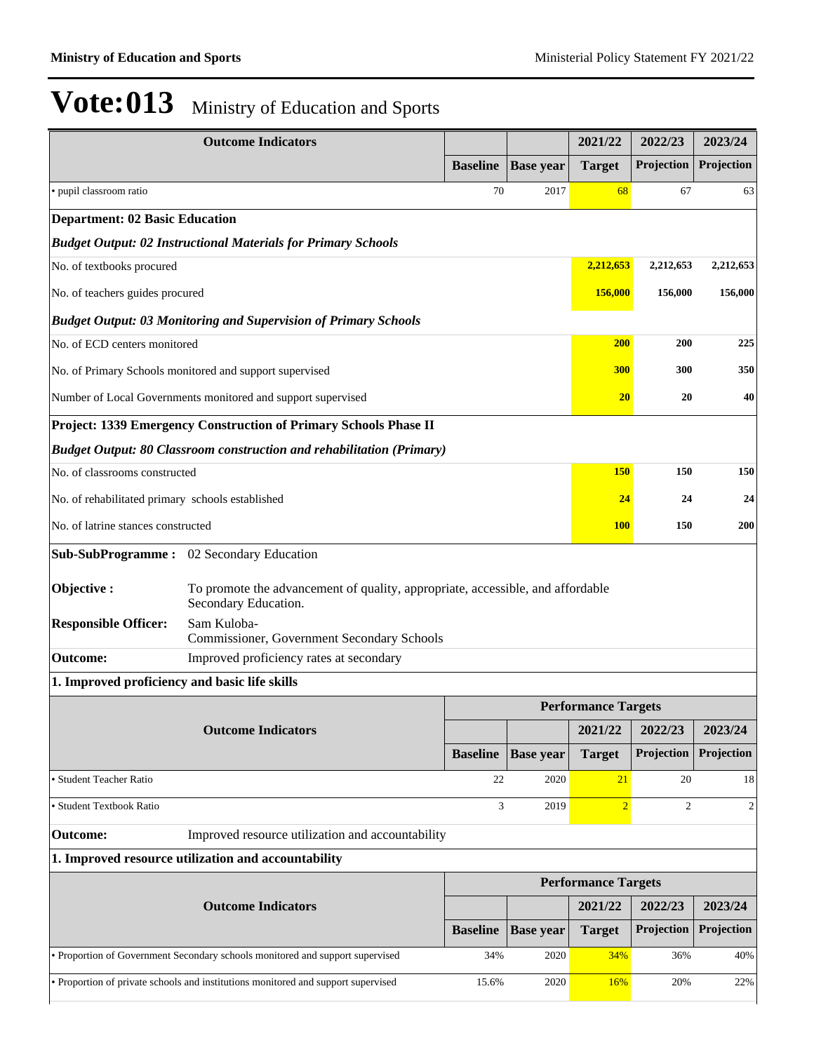# Vote:013 Ministry of Education and Sports

| Outcome Indicators | | | 2021/22 | 2022/23 | 2023/24 |
|---|---|---|---|---|---|
| | Baseline | Base year | Target | Projection | Projection |
| • pupil classroom ratio | 70 | 2017 | 68 | 67 | 63 |
| **Department: 02 Basic Education** | | | | | |
| ***Budget Output: 02 Instructional Materials for Primary Schools*** | | | | | |
| No. of textbooks procured | | | **2,212,653** | **2,212,653** | **2,212,653** |
| No. of teachers guides procured | | | **156,000** | **156,000** | **156,000** |
| ***Budget Output: 03 Monitoring and Supervision of Primary Schools*** | | | | | |
| No. of ECD centers monitored | | | **200** | **200** | **225** |
| No. of Primary Schools monitored and support supervised | | | **300** | **300** | **350** |
| Number of Local Governments monitored and support supervised | | | **20** | **20** | **40** |
| **Project: 1339 Emergency Construction of Primary Schools Phase II** | | | | | |
| ***Budget Output: 80 Classroom construction and rehabilitation (Primary)*** | | | | | |
| No. of classrooms constructed | | | **150** | **150** | **150** |
| No. of rehabilitated primary schools established | | | **24** | **24** | **24** |
| No. of latrine stances constructed | | | **100** | **150** | **200** |

**Sub-SubProgramme :** 02 Secondary Education

**Objective :** To promote the advancement of quality, appropriate, accessible, and affordable Secondary Education.

**Responsible Officer:** Sam Kuloba-
Commissioner, Government Secondary Schools

**Outcome:** Improved proficiency rates at secondary

**1. Improved proficiency and basic life skills**

| Outcome Indicators | Performance Targets | | | | |
|---|---|---|---|---|---|
| | | | 2021/22 | 2022/23 | 2023/24 |
| | Baseline | Base year | Target | Projection | Projection |
| • Student Teacher Ratio | 22 | 2020 | 21 | 20 | 18 |
| • Student Textbook Ratio | 3 | 2019 | 2 | 2 | 2 |

**Outcome:** Improved resource utilization and accountability

**1. Improved resource utilization and accountability**

| Outcome Indicators | Performance Targets | | | | |
|---|---|---|---|---|---|
| | | | 2021/22 | 2022/23 | 2023/24 |
| | Baseline | Base year | Target | Projection | Projection |
| • Proportion of Government Secondary schools monitored and support supervised | 34% | 2020 | 34% | 36% | 40% |
| • Proportion of private schools and institutions monitored and support supervised | 15.6% | 2020 | 16% | 20% | 22% |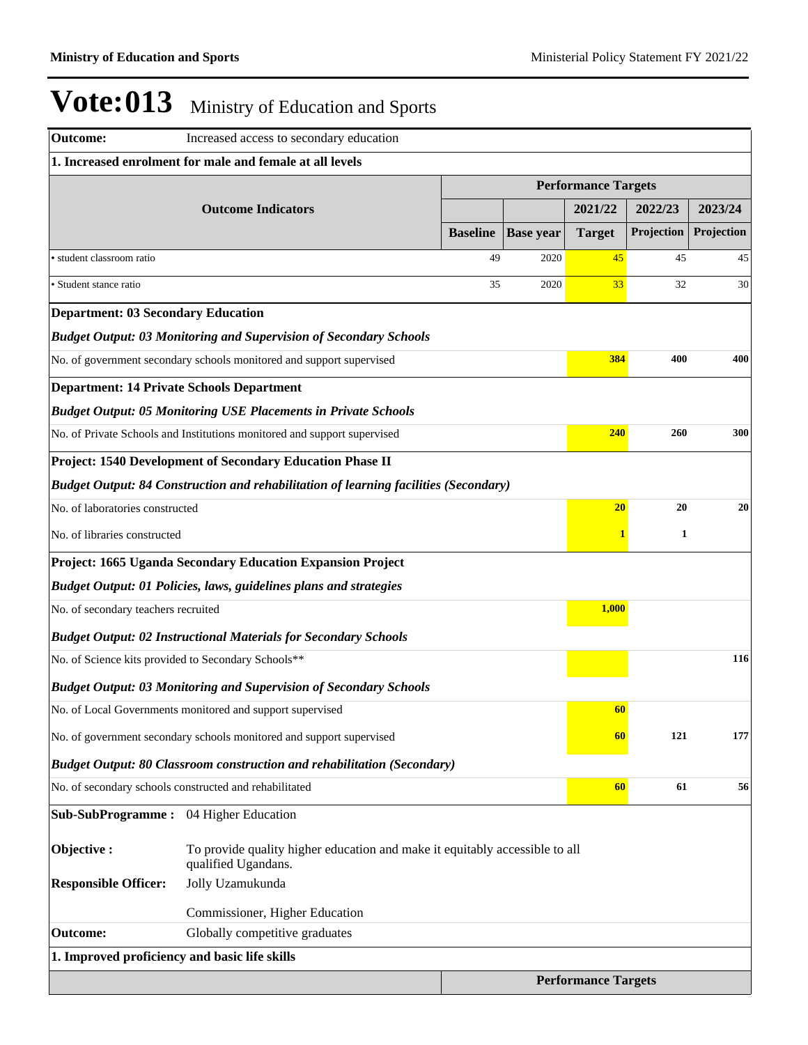# Vote:013 Ministry of Education and Sports

| Outcome: | Increased access to secondary education | | | | | |
|---|---|---|---|---|---|---|
| **1. Increased enrolment for male and female at all levels** | | | | | | |
| | | | | **Performance Targets** | | |
| **Outcome Indicators** | | | | **2021/22** | **2022/23** | **2023/24** |
| | | **Baseline** | **Base year** | **Target** | **Projection** | **Projection** |
| • student classroom ratio | | 49 | 2020 | 45 | 45 | 45 |
| • Student stance ratio | | 35 | 2020 | 33 | 32 | 30 |
| **Department: 03 Secondary Education** | | | | | | |
| ***Budget Output: 03 Monitoring and Supervision of Secondary Schools*** | | | | | | |
| No. of government secondary schools monitored and support supervised | | | | **384** | **400** | **400** |
| **Department: 14 Private Schools Department** | | | | | | |
| ***Budget Output: 05 Monitoring USE Placements in Private Schools*** | | | | | | |
| No. of Private Schools and Institutions monitored and support supervised | | | | **240** | **260** | **300** |
| **Project: 1540 Development of Secondary Education Phase II** | | | | | | |
| ***Budget Output: 84 Construction and rehabilitation of learning facilities (Secondary)*** | | | | | | |
| No. of laboratories constructed | | | | **20** | **20** | **20** |
| No. of libraries constructed | | | | **1** | **1** | |
| **Project: 1665 Uganda Secondary Education Expansion Project** | | | | | | |
| ***Budget Output: 01 Policies, laws, guidelines plans and strategies*** | | | | | | |
| No. of secondary teachers recruited | | | | **1,000** | | |
| ***Budget Output: 02 Instructional Materials for Secondary Schools*** | | | | | | |
| No. of Science kits provided to Secondary Schools** | | | | | | **116** |
| ***Budget Output: 03 Monitoring and Supervision of Secondary Schools*** | | | | | | |
| No. of Local Governments monitored and support supervised | | | | **60** | | |
| No. of government secondary schools monitored and support supervised | | | | **60** | **121** | **177** |
| ***Budget Output: 80 Classroom construction and rehabilitation (Secondary)*** | | | | | | |
| No. of secondary schools constructed and rehabilitated | | | | **60** | **61** | **56** |

**Sub-SubProgramme :** 04 Higher Education

**Objective :** To provide quality higher education and make it equitably accessible to all qualified Ugandans.

**Responsible Officer:** Jolly Uzamukunda

Commissioner, Higher Education

| Outcome: | Globally competitive graduates | | | | | |
|---|---|---|---|---|---|---|
| **1. Improved proficiency and basic life skills** | | | | | | |
| | | | | **Performance Targets** | | |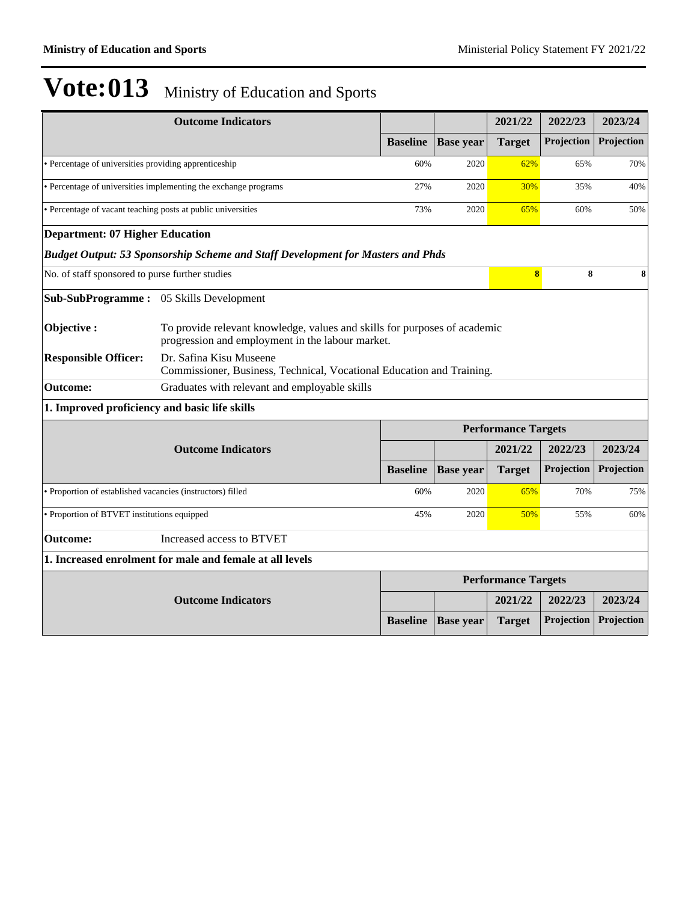# Vote:013 Ministry of Education and Sports

| Outcome Indicators | | | 2021/22 | 2022/23 | 2023/24 |
|---|---|---|---|---|---|
| | Baseline | Base year | Target | Projection | Projection |
| • Percentage of universities providing apprenticeship | 60% | 2020 | 62% | 65% | 70% |
| • Percentage of universities implementing the exchange programs | 27% | 2020 | 30% | 35% | 40% |
| • Percentage of vacant teaching posts at public universities | 73% | 2020 | 65% | 60% | 50% |

**Department: 07 Higher Education**

***Budget Output: 53 Sponsorship Scheme and Staff Development for Masters and Phds***

| | | | | | |
|---|---|---|---|---|---|
| No. of staff sponsored to purse further studies | | | 8 | 8 | 8 |

**Sub-SubProgramme :** 05 Skills Development

**Objective :** To provide relevant knowledge, values and skills for purposes of academic progression and employment in the labour market.

**Responsible Officer:** Dr. Safina Kisu Museene
Commissioner, Business, Technical, Vocational Education and Training.

**Outcome:** Graduates with relevant and employable skills

**1. Improved proficiency and basic life skills**

| Outcome Indicators | Performance Targets | | | | |
|---|---|---|---|---|---|
| | | | 2021/22 | 2022/23 | 2023/24 |
| | Baseline | Base year | Target | Projection | Projection |
| • Proportion of established vacancies (instructors) filled | 60% | 2020 | 65% | 70% | 75% |
| • Proportion of BTVET institutions equipped | 45% | 2020 | 50% | 55% | 60% |

**Outcome:** Increased access to BTVET

**1. Increased enrolment for male and female at all levels**

| Outcome Indicators | Performance Targets | | | | |
|---|---|---|---|---|---|
| | | | 2021/22 | 2022/23 | 2023/24 |
| | Baseline | Base year | Target | Projection | Projection |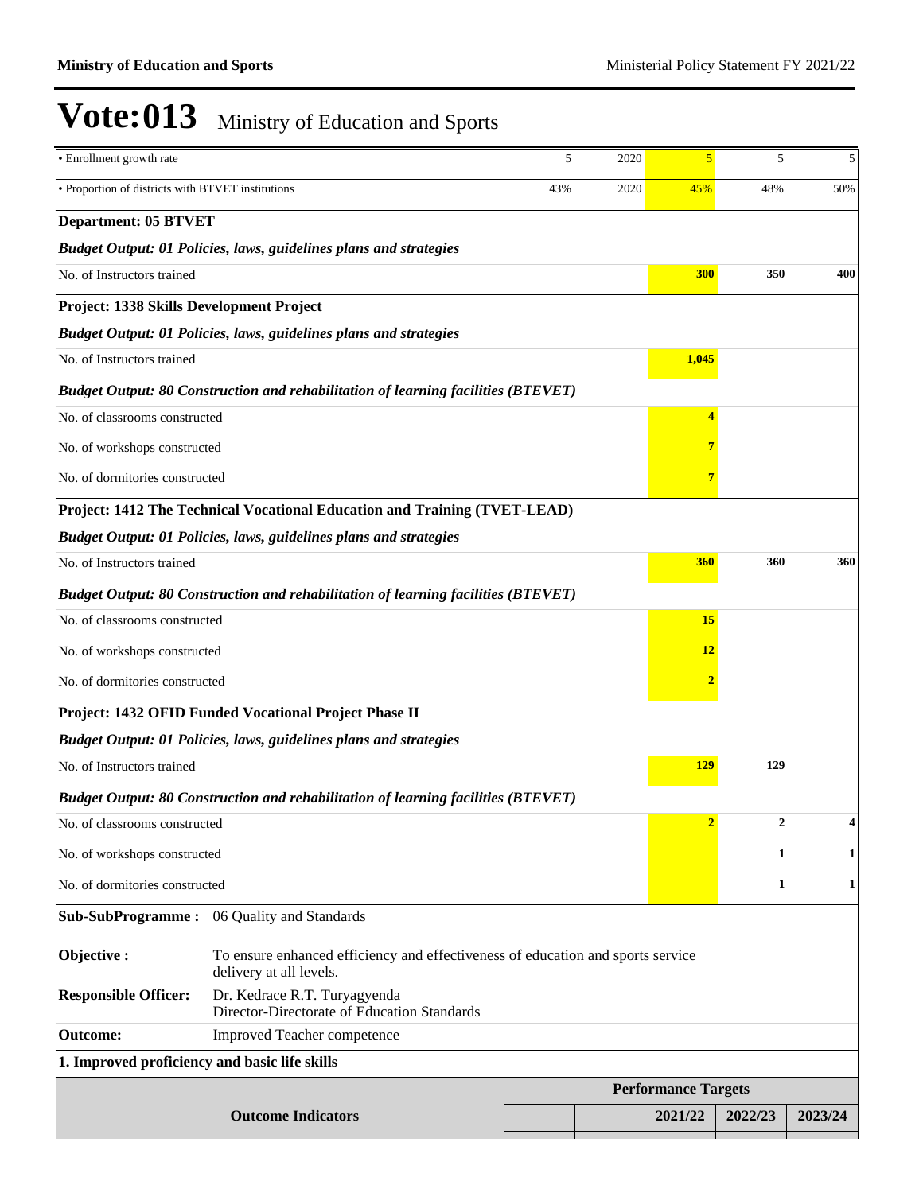# Vote:013 Ministry of Education and Sports

| | | | | | |
|---|---|---|---|---|---|
| • Enrollment growth rate | 5 | 2020 | 5 | 5 | 5 |
| • Proportion of districts with BTVET institutions | 43% | 2020 | 45% | 48% | 50% |
| **Department: 05 BTVET** | | | | | |
| ***Budget Output: 01 Policies, laws, guidelines plans and strategies*** | | | | | |
| No. of Instructors trained | | | **300** | **350** | **400** |
| **Project: 1338 Skills Development Project** | | | | | |
| ***Budget Output: 01 Policies, laws, guidelines plans and strategies*** | | | | | |
| No. of Instructors trained | | | **1,045** | | |
| ***Budget Output: 80 Construction and rehabilitation of learning facilities (BTEVET)*** | | | | | |
| No. of classrooms constructed | | | **4** | | |
| No. of workshops constructed | | | **7** | | |
| No. of dormitories constructed | | | **7** | | |
| **Project: 1412 The Technical Vocational Education and Training (TVET-LEAD)** | | | | | |
| ***Budget Output: 01 Policies, laws, guidelines plans and strategies*** | | | | | |
| No. of Instructors trained | | | **360** | **360** | **360** |
| ***Budget Output: 80 Construction and rehabilitation of learning facilities (BTEVET)*** | | | | | |
| No. of classrooms constructed | | | **15** | | |
| No. of workshops constructed | | | **12** | | |
| No. of dormitories constructed | | | **2** | | |
| **Project: 1432 OFID Funded Vocational Project Phase II** | | | | | |
| ***Budget Output: 01 Policies, laws, guidelines plans and strategies*** | | | | | |
| No. of Instructors trained | | | **129** | **129** | |
| ***Budget Output: 80 Construction and rehabilitation of learning facilities (BTEVET)*** | | | | | |
| No. of classrooms constructed | | | **2** | **2** | **4** |
| No. of workshops constructed | | | | **1** | **1** |
| No. of dormitories constructed | | | | **1** | **1** |

| | |
|---|---|
| **Sub-SubProgramme :** | 06 Quality and Standards |
| **Objective :** | To ensure enhanced efficiency and effectiveness of education and sports service delivery at all levels. |
| **Responsible Officer:** | Dr. Kedrace R.T. Turyagyenda<br>Director-Directorate of Education Standards |
| **Outcome:** | Improved Teacher competence |

**1. Improved proficiency and basic life skills**

| Outcome Indicators | Performance Targets | | | | |
|---|---|---|---|---|---|
| | | | 2021/22 | 2022/23 | 2023/24 |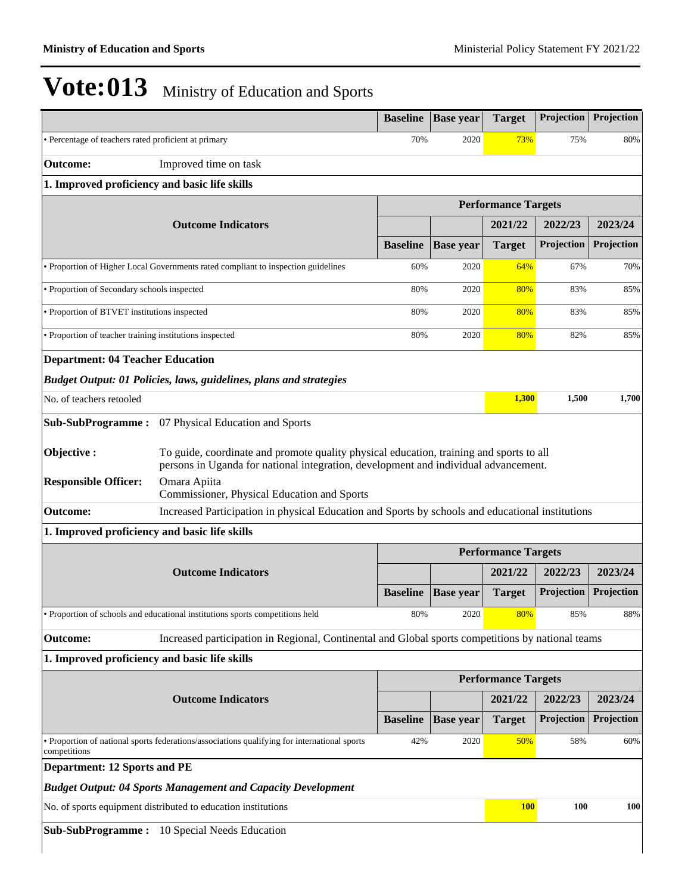# Vote:013 Ministry of Education and Sports

| | Baseline | Base year | Target | Projection | Projection |
|---|---|---|---|---|---|
| • Percentage of teachers rated proficient at primary | 70% | 2020 | 73% | 75% | 80% |

**Outcome:** Improved time on task

**1. Improved proficiency and basic life skills**

| Outcome Indicators | Performance Targets | | | | |
|---|---|---|---|---|---|
| | | | 2021/22 | 2022/23 | 2023/24 |
| | Baseline | Base year | Target | Projection | Projection |
| • Proportion of Higher Local Governments rated compliant to inspection guidelines | 60% | 2020 | 64% | 67% | 70% |
| • Proportion of Secondary schools inspected | 80% | 2020 | 80% | 83% | 85% |
| • Proportion of BTVET institutions inspected | 80% | 2020 | 80% | 83% | 85% |
| • Proportion of teacher training institutions inspected | 80% | 2020 | 80% | 82% | 85% |

**Department: 04 Teacher Education**

***Budget Output: 01 Policies, laws, guidelines, plans and strategies***

| | | | | | |
|---|---|---|---|---|---|
| No. of teachers retooled | | | 1,300 | 1,500 | 1,700 |

**Sub-SubProgramme :** 07 Physical Education and Sports

**Objective :** To guide, coordinate and promote quality physical education, training and sports to all persons in Uganda for national integration, development and individual advancement.

**Responsible Officer:** Omara Apiita
Commissioner, Physical Education and Sports

**Outcome:** Increased Participation in physical Education and Sports by schools and educational institutions

**1. Improved proficiency and basic life skills**

| Outcome Indicators | Performance Targets | | | | |
|---|---|---|---|---|---|
| | | | 2021/22 | 2022/23 | 2023/24 |
| | Baseline | Base year | Target | Projection | Projection |
| • Proportion of schools and educational institutions sports competitions held | 80% | 2020 | 80% | 85% | 88% |

**Outcome:** Increased participation in Regional, Continental and Global sports competitions by national teams

**1. Improved proficiency and basic life skills**

| Outcome Indicators | Performance Targets | | | | |
|---|---|---|---|---|---|
| | | | 2021/22 | 2022/23 | 2023/24 |
| | Baseline | Base year | Target | Projection | Projection |
| • Proportion of national sports federations/associations qualifying for international sports competitions | 42% | 2020 | 50% | 58% | 60% |

**Department: 12 Sports and PE**

***Budget Output: 04 Sports Management and Capacity Development***

| | | | | | |
|---|---|---|---|---|---|
| No. of sports equipment distributed to education institutions | | | 100 | 100 | 100 |

**Sub-SubProgramme :** 10 Special Needs Education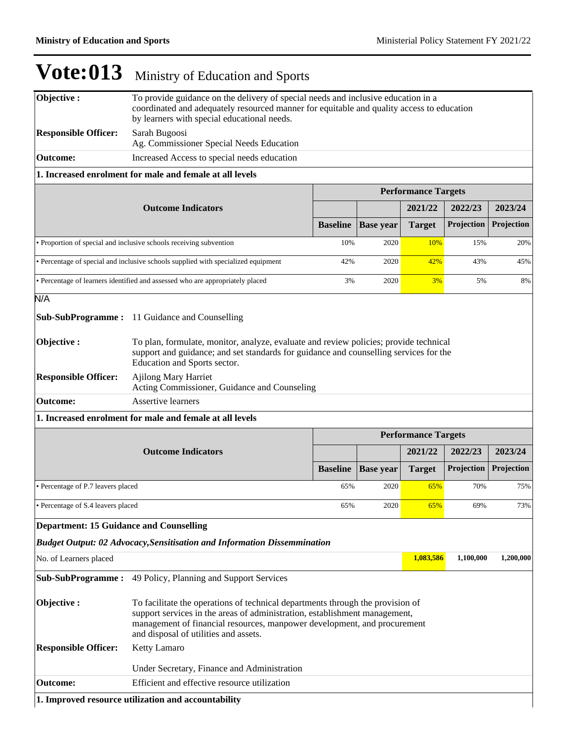# Vote:013 Ministry of Education and Sports

**Objective :** To provide guidance on the delivery of special needs and inclusive education in a coordinated and adequately resourced manner for equitable and quality access to education by learners with special educational needs.

**Responsible Officer:** Sarah Bugoosi
Ag. Commissioner Special Needs Education

**Outcome:** Increased Access to special needs education

**1. Increased enrolment for male and female at all levels**

| Outcome Indicators | Performance Targets | | | | |
|---|---|---|---|---|---|
| | | | 2021/22 | 2022/23 | 2023/24 |
| | Baseline | Base year | Target | Projection | Projection |
| • Proportion of special and inclusive schools receiving subvention | 10% | 2020 | 10% | 15% | 20% |
| • Percentage of special and inclusive schools supplied with specialized equipment | 42% | 2020 | 42% | 43% | 45% |
| • Percentage of learners identified and assessed who are appropriately placed | 3% | 2020 | 3% | 5% | 8% |

N/A

**Sub-SubProgramme :** 11 Guidance and Counselling

**Objective :** To plan, formulate, monitor, analyze, evaluate and review policies; provide technical support and guidance; and set standards for guidance and counselling services for the Education and Sports sector.

**Responsible Officer:** Ajilong Mary Harriet
Acting Commissioner, Guidance and Counseling

**Outcome:** Assertive learners

**1. Increased enrolment for male and female at all levels**

| Outcome Indicators | Performance Targets | | | | |
|---|---|---|---|---|---|
| | | | 2021/22 | 2022/23 | 2023/24 |
| | Baseline | Base year | Target | Projection | Projection |
| • Percentage of P.7 leavers placed | 65% | 2020 | 65% | 70% | 75% |
| • Percentage of S.4 leavers placed | 65% | 2020 | 65% | 69% | 73% |

**Department: 15 Guidance and Counselling**

***Budget Output: 02 Advocacy,Sensitisation and Information Dissemmination***

| | 2021/22 | 2022/23 | 2023/24 |
|---|---|---|---|
| No. of Learners placed | 1,083,586 | 1,100,000 | 1,200,000 |

**Sub-SubProgramme :** 49 Policy, Planning and Support Services

**Objective :** To facilitate the operations of technical departments through the provision of support services in the areas of administration, establishment management, management of financial resources, manpower development, and procurement and disposal of utilities and assets.

**Responsible Officer:** Ketty Lamaro

Under Secretary, Finance and Administration

**Outcome:** Efficient and effective resource utilization

**1. Improved resource utilization and accountability**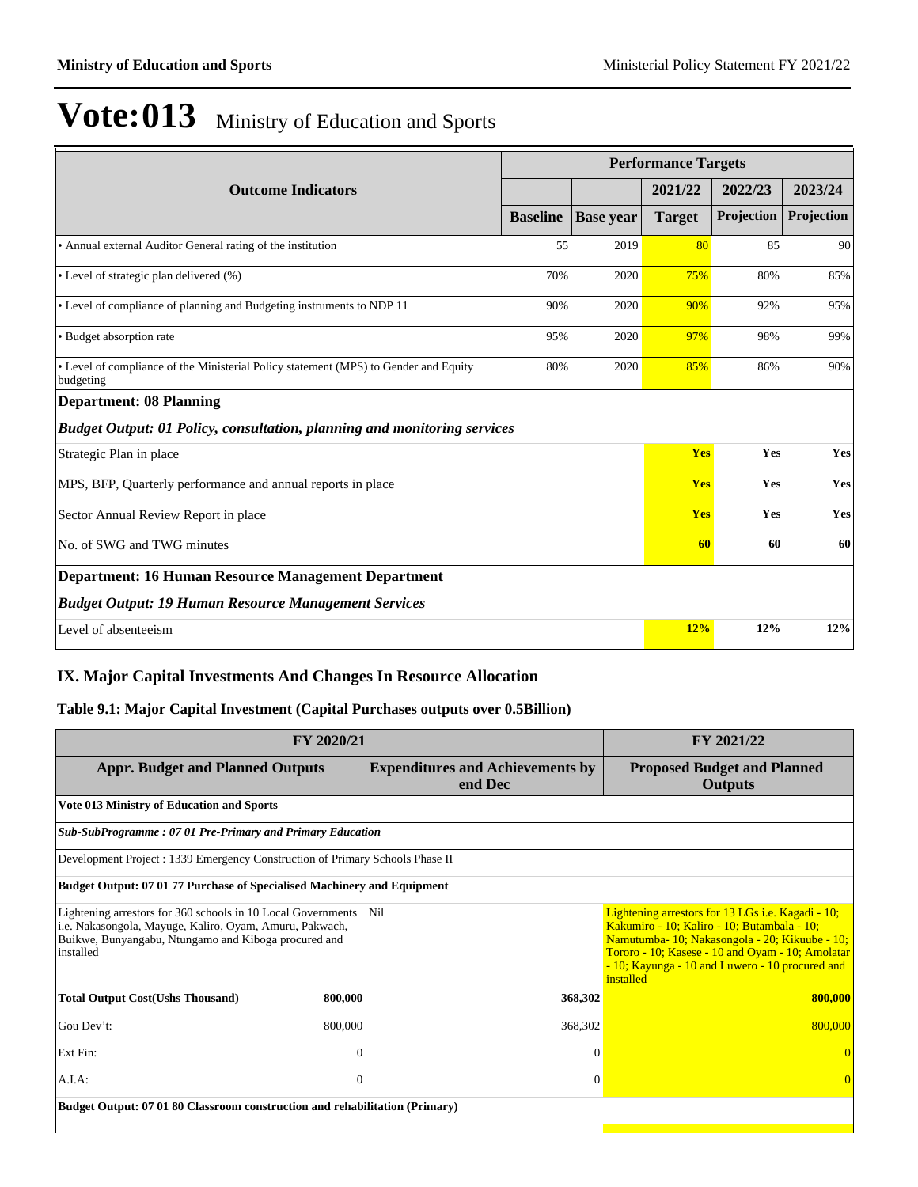# Vote:013 Ministry of Education and Sports

| Outcome Indicators | Performance Targets | | | | |
|---|---|---|---|---|---|
| | | | 2021/22 | 2022/23 | 2023/24 |
| | Baseline | Base year | Target | Projection | Projection |
| • Annual external Auditor General rating of the institution | 55 | 2019 | 80 | 85 | 90 |
| • Level of strategic plan delivered (%) | 70% | 2020 | 75% | 80% | 85% |
| • Level of compliance of planning and Budgeting instruments to NDP 11 | 90% | 2020 | 90% | 92% | 95% |
| • Budget absorption rate | 95% | 2020 | 97% | 98% | 99% |
| • Level of compliance of the Ministerial Policy statement (MPS) to Gender and Equity budgeting | 80% | 2020 | 85% | 86% | 90% |
| **Department: 08 Planning** | | | | | |
| ***Budget Output: 01 Policy, consultation, planning and monitoring services*** | | | | | |
| Strategic Plan in place | | | **Yes** | **Yes** | **Yes** |
| MPS, BFP, Quarterly performance and annual reports in place | | | **Yes** | **Yes** | **Yes** |
| Sector Annual Review Report in place | | | **Yes** | **Yes** | **Yes** |
| No. of SWG and TWG minutes | | | **60** | **60** | **60** |
| **Department: 16 Human Resource Management Department** | | | | | |
| ***Budget Output: 19 Human Resource Management Services*** | | | | | |
| Level of absenteeism | | | **12%** | **12%** | **12%** |

## IX. Major Capital Investments And Changes In Resource Allocation

### Table 9.1: Major Capital Investment (Capital Purchases outputs over 0.5Billion)

| FY 2020/21 | | | FY 2021/22 |
|---|---|---|---|
| **Appr. Budget and Planned Outputs** | | **Expenditures and Achievements by end Dec** | **Proposed Budget and Planned Outputs** |
| **Vote 013 Ministry of Education and Sports** | | | |
| ***Sub-SubProgramme : 07 01 Pre-Primary and Primary Education*** | | | |
| Development Project : 1339 Emergency Construction of Primary Schools Phase II | | | |
| **Budget Output: 07 01 77 Purchase of Specialised Machinery and Equipment** | | | |
| Lightening arrestors for 360 schools in 10 Local Governments i.e. Nakasongola, Mayuge, Kaliro, Oyam, Amuru, Pakwach, Buikwe, Bunyangabu, Ntungamo and Kiboga procured and installed | | Nil | Lightening arrestors for 13 LGs i.e. Kagadi - 10; Kakumiro - 10; Kaliro - 10; Butambala - 10; Namutumba- 10; Nakasongola - 20; Kikuube - 10; Tororo - 10; Kasese - 10 and Oyam - 10; Amolatar - 10; Kayunga - 10 and Luwero - 10 procured and installed |
| **Total Output Cost(Ushs Thousand)** | **800,000** | **368,302** | **800,000** |
| Gou Dev't: | 800,000 | 368,302 | 800,000 |
| Ext Fin: | 0 | 0 | 0 |
| A.I.A: | 0 | 0 | 0 |
| **Budget Output: 07 01 80 Classroom construction and rehabilitation (Primary)** | | | |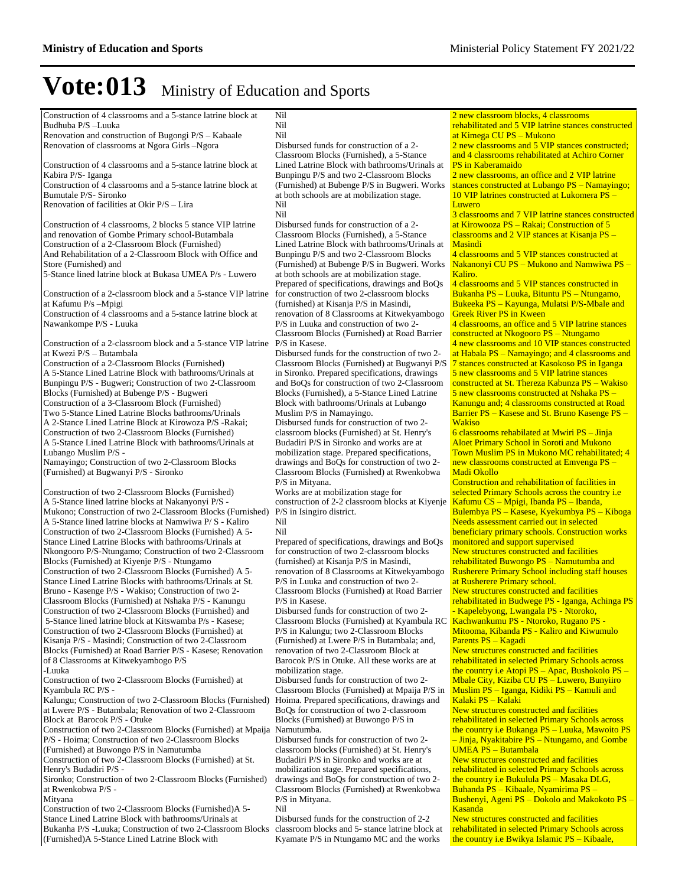# Vote:013 Ministry of Education and Sports

| | | |
|---|---|---|
| Construction of 4 classrooms and a 5-stance latrine block at Budhuba P/S –Luuka<br>Renovation and construction of Bugongi P/S – Kabaale<br>Renovation of classrooms at Ngora Girls –Ngora<br><br>Construction of 4 classrooms and a 5-stance latrine block at Kabira P/S- Iganga<br>Construction of 4 classrooms and a 5-stance latrine block at Bumutale P/S- Sironko<br>Renovation of facilities at Okir P/S – Lira<br><br>Construction of 4 classrooms, 2 blocks 5 stance VIP latrine and renovation of Gombe Primary school-Butambala<br>Construction of a 2-Classroom Block (Furnished)<br>And Rehabilitation of a 2-Classroom Block with Office and Store (Furnished) and<br>5-Stance lined latrine block at Bukasa UMEA P/s - Luwero<br><br>Construction of a 2-classroom block and a 5-stance VIP latrine at Kafumu P/s –Mpigi<br>Construction of 4 classrooms and a 5-stance latrine block at Nawankompe P/S - Luuka<br><br>Construction of a 2-classroom block and a 5-stance VIP latrine at Kwezi P/S – Butambala<br>Construction of a 2-Classroom Blocks (Furnished)<br>A 5-Stance Lined Latrine Block with bathrooms/Urinals at Bunpingu P/S - Bugweri; Construction of two 2-Classroom Blocks (Furnished) at Bubenge P/S - Bugweri<br>Construction of a 3-Classroom Block (Furnished)<br>Two 5-Stance Lined Latrine Blocks bathrooms/Urinals<br>A 2-Stance Lined Latrine Block at Kirowoza P/S -Rakai;<br>Construction of two 2-Classroom Blocks (Furnished)<br>A 5-Stance Lined Latrine Block with bathrooms/Urinals at Lubango Muslim P/S -<br>Namayingo; Construction of two 2-Classroom Blocks (Furnished) at Bugwanyi P/S - Sironko<br><br>Construction of two 2-Classroom Blocks (Furnished)<br>A 5-Stance lined latrine blocks at Nakanyonyi P/S -<br>Mukono; Construction of two 2-Classroom Blocks (Furnished)<br>A 5-Stance lined latrine blocks at Namwiwa P/ S - Kaliro<br>Construction of two 2-Classroom Blocks (Furnished) A 5-Stance Lined Latrine Blocks with bathrooms/Urinals at Nkongooro P/S-Ntungamo; Construction of two 2-Classroom Blocks (Furnished) at Kiyenje P/S - Ntungamo<br>Construction of two 2-Classroom Blocks (Furnished) A 5-Stance Lined Latrine Blocks with bathrooms/Urinals at St. Bruno - Kasenge P/S - Wakiso; Construction of two 2-Classroom Blocks (Furnished) at Nshaka P/S - Kanungu<br>Construction of two 2-Classroom Blocks (Furnished) and<br>5-Stance lined latrine block at Kitswamba P/s - Kasese;<br>Construction of two 2-Classroom Blocks (Furnished) at Kisanja P/S - Masindi; Construction of two 2-Classroom Blocks (Furnished) at Road Barrier P/S - Kasese; Renovation of 8 Classrooms at Kitwekyambogo P/S<br>-Luuka<br>Construction of two 2-Classroom Blocks (Furnished) at Kyambula RC P/S -<br>Kalungu; Construction of two 2-Classroom Blocks (Furnished) at Lwere P/S - Butambala; Renovation of two 2-Classroom Block at Barocok P/S - Otuke<br>Construction of two 2-Classroom Blocks (Furnished) at Mpaija P/S - Hoima; Construction of two 2-Classroom Blocks (Furnished) at Buwongo P/S in Namutumba<br>Construction of two 2-Classroom Blocks (Furnished) at St. Henry's Budadiri P/S -<br>Sironko; Construction of two 2-Classroom Blocks (Furnished) at Rwenkobwa P/S -<br>Mityana<br>Construction of two 2-Classroom Blocks (Furnished)A 5-Stance Lined Latrine Block with bathrooms/Urinals at Bukanha P/S -Luuka; Construction of two 2-Classroom Blocks (Furnished)A 5-Stance Lined Latrine Block with | Nil<br>Nil<br>Nil<br>Disbursed funds for construction of a 2-Classroom Blocks (Furnished), a 5-Stance Lined Latrine Block with bathrooms/Urinals at Bunpingu P/S and two 2-Classroom Blocks (Furnished) at Bubenge P/S in Bugweri. Works at both schools are at mobilization stage.<br>Nil<br>Nil<br>Disbursed funds for construction of a 2-Classroom Blocks (Furnished), a 5-Stance Lined Latrine Block with bathrooms/Urinals at Bunpingu P/S and two 2-Classroom Blocks (Furnished) at Bubenge P/S in Bugweri. Works at both schools are at mobilization stage.<br>Prepared of specifications, drawings and BoQs for construction of two 2-classroom blocks (furnished) at Kisanja P/S in Masindi, renovation of 8 Classrooms at Kitwekyambogo P/S in Luuka and construction of two 2-Classroom Blocks (Furnished) at Road Barrier P/S in Kasese.<br>Disbursed funds for the construction of two 2-Classroom Blocks (Furnished) at Bugwanyi P/S in Sironko. Prepared specifications, drawings and BoQs for construction of two 2-Classroom Blocks (Furnished), a 5-Stance Lined Latrine Block with bathrooms/Urinals at Lubango Muslim P/S in Namayingo.<br>Disbursed funds for construction of two 2-classroom blocks (Furnished) at St. Henry's Budadiri P/S in Sironko and works are at mobilization stage. Prepared specifications, drawings and BoQs for construction of two 2-Classroom Blocks (Furnished) at Rwenkobwa P/S in Mityana.<br>Works are at mobilization stage for construction of 2-2 classroom blocks at Kiyenje P/S in Isingiro district.<br>Nil<br>Nil<br>Prepared of specifications, drawings and BoQs for construction of two 2-classroom blocks (furnished) at Kisanja P/S in Masindi, renovation of 8 Classrooms at Kitwekyambogo P/S in Luuka and construction of two 2-Classroom Blocks (Furnished) at Road Barrier P/S in Kasese.<br>Disbursed funds for construction of two 2-Classroom Blocks (Furnished) at Kyambula RC P/S in Kalungu; two 2-Classroom Blocks (Furnished) at Lwere P/S in Butambala; and, renovation of two 2-Classroom Block at Barocok P/S in Otuke. All these works are at mobilization stage.<br>Disbursed funds for construction of two 2-Classroom Blocks (Furnished) at Mpaija P/S in Hoima. Prepared specifications, drawings and BoQs for construction of two 2-classroom Blocks (Furnished) at Buwongo P/S in Namutumba.<br>Disbursed funds for construction of two 2-classroom blocks (Furnished) at St. Henry's Budadiri P/S in Sironko and works are at mobilization stage. Prepared specifications, drawings and BoQs for construction of two 2-Classroom Blocks (Furnished) at Rwenkobwa P/S in Mityana.<br>Nil<br>Disbursed funds for the construction of 2-2 classroom blocks and 5- stance latrine block at Kyamate P/S in Ntungamo MC and the works | 2 new classroom blocks, 4 classrooms rehabilitated and 5 VIP latrine stances constructed at Kimega CU PS – Mukono<br>2 new classrooms and 5 VIP stances constructed; and 4 classrooms rehabilitated at Achiro Corner PS in Kaberamaido<br>2 new classrooms, an office and 2 VIP latrine stances constructed at Lubango PS – Namayingo; 10 VIP latrines constructed at Lukomera PS – Luwero<br>3 classrooms and 7 VIP latrine stances constructed at Kirowooza PS – Rakai; Construction of 5 classrooms and 2 VIP stances at Kisanja PS – Masindi<br>4 classrooms and 5 VIP stances constructed at Nakanonyi CU PS – Mukono and Namwiwa PS – Kaliro.<br>4 classrooms and 5 VIP stances constructed in Bukanha PS – Luuka, Bituntu PS – Ntungamo, Bukeeka PS – Kayunga, Mulatsi P/S-Mbale and Greek River PS in Kween<br>4 classrooms, an office and 5 VIP latrine stances constructed at Nkogooro PS – Ntungamo<br>4 new classrooms and 10 VIP stances constructed at Habala PS – Namayingo; and 4 classrooms and 7 stances constructed at Kasokoso PS in Iganga<br>5 new classrooms and 5 VIP latrine stances constructed at St. Thereza Kabunza PS – Wakiso<br>5 new classrooms constructed at Nshaka PS – Kanungu and; 4 classrooms constructed at Road Barrier PS – Kasese and St. Bruno Kasenge PS – Wakiso<br>6 classrooms rehabilated at Mwiri PS – Jinja Aloet Primary School in Soroti and Mukono Town Muslim PS in Mukono MC rehabilitated; 4 new classrooms constructed at Emvenga PS – Madi Okollo<br>Construction and rehabilitation of facilities in selected Primary Schools across the country i.e Kafumu CS – Mpigi, Ibanda PS – Ibanda, Bulembya PS – Kasese, Kyekumbya PS – Kiboga<br>Needs assessment carried out in selected beneficiary primary schools. Construction works monitored and support supervised<br>New structures constructed and facilities rehabilitated Buwongo PS – Namutumba and Rusherere Primary School including staff houses at Rusherere Primary school.<br>New structures constructed and facilities rehabilitated in Budwege PS - Iganga, Achinga PS - Kapelebyong, Lwangala PS - Ntoroko, Kachwankumu PS - Ntoroko, Rugano PS - Mitooma, Kibanda PS - Kaliro and Kiwumulo Parents PS – Kagadi<br>New structures constructed and facilities rehabilitated in selected Primary Schools across the country i.e Atopi PS – Apac, Bushokolo PS – Mbale City, Kiziba CU PS – Luwero, Bunyiiro Muslim PS – Iganga, Kidiki PS – Kamuli and Kalaki PS – Kalaki<br>New structures constructed and facilities rehabilitated in selected Primary Schools across the country i.e Bukanga PS – Luuka, Mawoito PS – Jinja, Nyakitabire PS – Ntungamo, and Gombe UMEA PS – Butambala<br>New structures constructed and facilities rehabilitated in selected Primary Schools across the country i.e Bukulula PS – Masaka DLG, Buhanda PS – Kibaale, Nyamirima PS – Bushenyi, Ageni PS – Dokolo and Makokoto PS – Kasanda<br>New structures constructed and facilities rehabilitated in selected Primary Schools across the country i.e Bwikya Islamic PS – Kibaale, |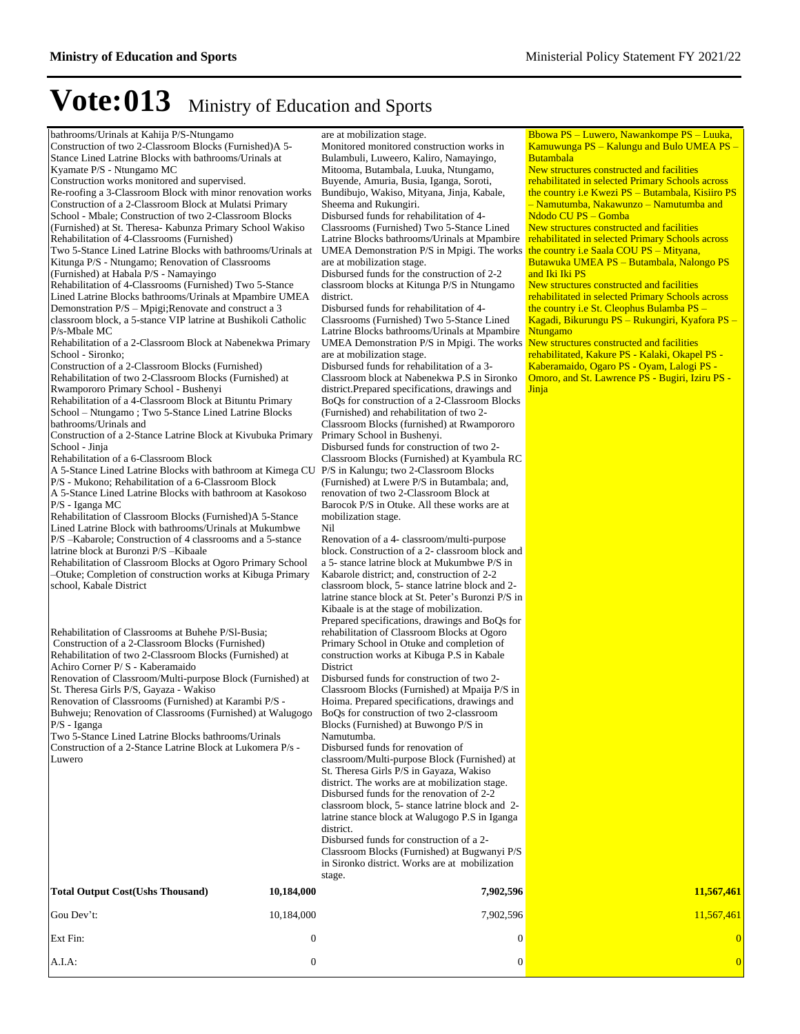# Vote:013 Ministry of Education and Sports

| | | |
|---|---|---|
| bathrooms/Urinals at Kahija P/S-Ntungamo<br>Construction of two 2-Classroom Blocks (Furnished)A 5-Stance Lined Latrine Blocks with bathrooms/Urinals at Kyamate P/S - Ntungamo MC<br>Construction works monitored and supervised.<br>Re-roofing a 3-Classroom Block with minor renovation works Construction of a 2-Classroom Block at Mulatsi Primary School - Mbale; Construction of two 2-Classroom Blocks (Furnished) at St. Theresa- Kabunza Primary School Wakiso Rehabilitation of 4-Classrooms (Furnished)<br>Two 5-Stance Lined Latrine Blocks with bathrooms/Urinals at Kitunga P/S - Ntungamo; Renovation of Classrooms (Furnished) at Habala P/S - Namayingo<br>Rehabilitation of 4-Classrooms (Furnished) Two 5-Stance Lined Latrine Blocks bathrooms/Urinals at Mpambire UMEA Demonstration P/S – Mpigi;Renovate and construct a 3 classroom block, a 5-stance VIP latrine at Bushikoli Catholic P/s-Mbale MC<br>Rehabilitation of a 2-Classroom Block at Nabenekwa Primary School - Sironko;<br>Construction of a 2-Classroom Blocks (Furnished)<br>Rehabilitation of two 2-Classroom Blocks (Furnished) at Rwampororo Primary School - Bushenyi<br>Rehabilitation of a 4-Classroom Block at Bituntu Primary School – Ntungamo ; Two 5-Stance Lined Latrine Blocks bathrooms/Urinals and<br>Construction of a 2-Stance Latrine Block at Kivubuka Primary School - Jinja<br>Rehabilitation of a 6-Classroom Block<br>A 5-Stance Lined Latrine Blocks with bathroom at Kimega CU P/S - Mukono; Rehabilitation of a 6-Classroom Block<br>A 5-Stance Lined Latrine Blocks with bathroom at Kasokoso P/S - Iganga MC<br>Rehabilitation of Classroom Blocks (Furnished)A 5-Stance Lined Latrine Block with bathrooms/Urinals at Mukumbwe P/S –Kabarole; Construction of 4 classrooms and a 5-stance latrine block at Buronzi P/S –Kibaale<br>Rehabilitation of Classroom Blocks at Ogoro Primary School –Otuke; Completion of construction works at Kibuga Primary school, Kabale District<br><br>Rehabilitation of Classrooms at Buhehe P/Sl-Busia;<br>Construction of a 2-Classroom Blocks (Furnished)<br>Rehabilitation of two 2-Classroom Blocks (Furnished) at Achiro Corner P/ S - Kaberamaido<br>Renovation of Classroom/Multi-purpose Block (Furnished) at St. Theresa Girls P/S, Gayaza - Wakiso<br>Renovation of Classrooms (Furnished) at Karambi P/S - Buhweju; Renovation of Classrooms (Furnished) at Walugogo P/S - Iganga<br>Two 5-Stance Lined Latrine Blocks bathrooms/Urinals<br>Construction of a 2-Stance Latrine Block at Lukomera P/s - Luwero | are at mobilization stage.<br>Monitored monitored construction works in Bulambuli, Luweero, Kaliro, Namayingo, Mitooma, Butambala, Luuka, Ntungamo, Buyende, Amuria, Busia, Iganga, Soroti, Bundibujo, Wakiso, Mityana, Jinja, Kabale, Sheema and Rukungiri.<br>Disbursed funds for rehabilitation of 4-Classrooms (Furnished) Two 5-Stance Lined Latrine Blocks bathrooms/Urinals at Mpambire UMEA Demonstration P/S in Mpigi. The works are at mobilization stage.<br>Disbursed funds for the construction of 2-2 classroom blocks at Kitunga P/S in Ntungamo district.<br>Disbursed funds for rehabilitation of 4-Classrooms (Furnished) Two 5-Stance Lined Latrine Blocks bathrooms/Urinals at Mpambire UMEA Demonstration P/S in Mpigi. The works are at mobilization stage.<br>Disbursed funds for rehabilitation of a 3-Classroom block at Nabenekwa P.S in Sironko district.Prepared specifications, drawings and BoQs for construction of a 2-Classroom Blocks (Furnished) and rehabilitation of two 2-Classroom Blocks (furnished) at Rwampororo Primary School in Bushenyi.<br>Disbursed funds for construction of two 2-Classroom Blocks (Furnished) at Kyambula RC P/S in Kalungu; two 2-Classroom Blocks (Furnished) at Lwere P/S in Butambala; and, renovation of two 2-Classroom Block at Barocok P/S in Otuke. All these works are at mobilization stage.<br>Nil<br>Renovation of a 4- classroom/multi-purpose block. Construction of a 2- classroom block and a 5- stance latrine block at Mukumbwe P/S in Kabarole district; and, construction of 2-2 classroom block, 5- stance latrine block and 2-latrine stance block at St. Peter's Buronzi P/S in Kibaale is at the stage of mobilization.<br>Prepared specifications, drawings and BoQs for rehabilitation of Classroom Blocks at Ogoro Primary School in Otuke and completion of construction works at Kibuga P.S in Kabale District<br>Disbursed funds for construction of two 2-Classroom Blocks (Furnished) at Mpaija P/S in Hoima. Prepared specifications, drawings and BoQs for construction of two 2-classroom Blocks (Furnished) at Buwongo P/S in Namutumba.<br>Disbursed funds for renovation of classroom/Multi-purpose Block (Furnished) at St. Theresa Girls P/S in Gayaza, Wakiso district. The works are at mobilization stage.<br>Disbursed funds for the renovation of 2-2 classroom block, 5- stance latrine block and 2-latrine stance block at Walugogo P.S in Iganga district.<br>Disbursed funds for construction of a 2-Classroom Blocks (Furnished) at Bugwanyi P/S in Sironko district. Works are at mobilization stage. | Bbowa PS – Luwero, Nawankompe PS – Luuka, Kamuwunga PS – Kalungu and Bulo UMEA PS – Butambala<br>New structures constructed and facilities rehabilitated in selected Primary Schools across the country i.e Kwezi PS – Butambala, Kisiiro PS – Namutumba, Nakawunzo – Namutumba and Ndodo CU PS – Gomba<br>New structures constructed and facilities rehabilitated in selected Primary Schools across the country i.e Saala COU PS – Mityana, Butawuka UMEA PS – Butambala, Nalongo PS and Iki Iki PS<br>New structures constructed and facilities rehabilitated in selected Primary Schools across the country i.e St. Cleophus Bulamba PS – Kagadi, Bikurungu PS – Rukungiri, Kyafora PS – Ntungamo<br>New structures constructed and facilities rehabilitated, Kakure PS - Kalaki, Okapel PS - Kaberamaido, Ogaro PS - Oyam, Lalogi PS - Omoro, and St. Lawrence PS - Bugiri, Iziru PS - Jinja |

| | | | |
|---|---|---|---|
| **Total Output Cost(Ushs Thousand)** | **10,184,000** | **7,902,596** | **11,567,461** |
| Gou Dev't: | 10,184,000 | 7,902,596 | 11,567,461 |
| Ext Fin: | 0 | 0 | 0 |
| A.I.A: | 0 | 0 | 0 |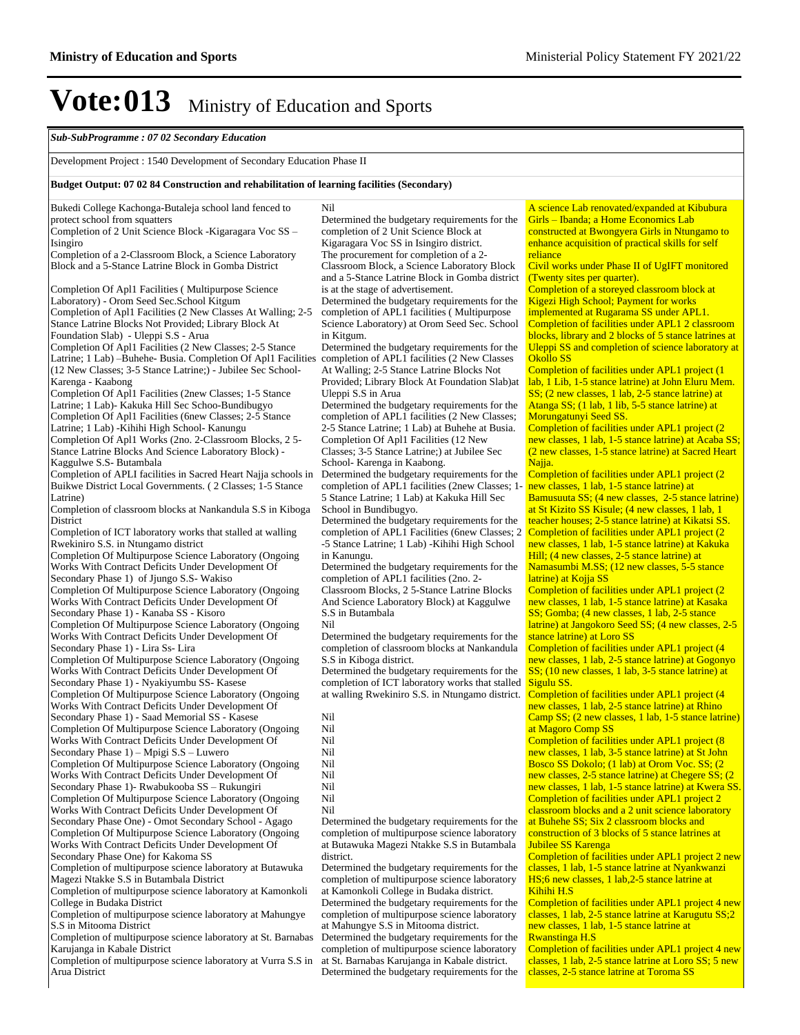# Vote:013 Ministry of Education and Sports

***Sub-SubProgramme : 07 02 Secondary Education***

Development Project : 1540 Development of Secondary Education Phase II

**Budget Output: 07 02 84 Construction and rehabilitation of learning facilities (Secondary)**

| | | |
|---|---|---|
| Bukedi College Kachonga-Butaleja school land fenced to protect school from squatters<br>Completion of 2 Unit Science Block -Kigaragara Voc SS – Isingiro<br>Completion of a 2-Classroom Block, a Science Laboratory Block and a 5-Stance Latrine Block in Gomba District<br><br>Completion Of Apl1 Facilities ( Multipurpose Science Laboratory) - Orom Seed Sec.School Kitgum<br>Completion of Apl1 Facilities (2 New Classes At Walling; 2-5 Stance Latrine Blocks Not Provided; Library Block At Foundation Slab) - Uleppi S.S - Arua<br>Completion Of Apl1 Facilities (2 New Classes; 2-5 Stance Latrine; 1 Lab) –Buhehe- Busia. Completion Of Apl1 Facilities (12 New Classes; 3-5 Stance Latrine;) - Jubilee Sec School-Karenga - Kaabong<br>Completion Of Apl1 Facilities (2new Classes; 1-5 Stance Latrine; 1 Lab)- Kakuka Hill Sec Schoo-Bundibugyo<br>Completion Of Apl1 Facilities (6new Classes; 2-5 Stance Latrine; 1 Lab) -Kihihi High School- Kanungu<br>Completion Of Apl1 Works (2no. 2-Classroom Blocks, 2 5-Stance Latrine Blocks And Science Laboratory Block) - Kaggulwe S.S- Butambala<br>Completion of APLI facilities in Sacred Heart Najja schools in Buikwe District Local Governments. ( 2 Classes; 1-5 Stance Latrine)<br>Completion of classroom blocks at Nankandula S.S in Kiboga District<br>Completion of ICT laboratory works that stalled at walling Rwekiniro S.S. in Ntungamo district<br>Completion Of Multipurpose Science Laboratory (Ongoing Works With Contract Deficits Under Development Of Secondary Phase 1) of Jjungo S.S- Wakiso<br>Completion Of Multipurpose Science Laboratory (Ongoing Works With Contract Deficits Under Development Of Secondary Phase 1) - Kanaba SS - Kisoro<br>Completion Of Multipurpose Science Laboratory (Ongoing Works With Contract Deficits Under Development Of Secondary Phase 1) - Lira Ss- Lira<br>Completion Of Multipurpose Science Laboratory (Ongoing Works With Contract Deficits Under Development Of Secondary Phase 1) - Nyakiyumbu SS- Kasese<br>Completion Of Multipurpose Science Laboratory (Ongoing Works With Contract Deficits Under Development Of Secondary Phase 1) - Saad Memorial SS - Kasese<br>Completion Of Multipurpose Science Laboratory (Ongoing Works With Contract Deficits Under Development Of Secondary Phase 1) – Mpigi S.S – Luwero<br>Completion Of Multipurpose Science Laboratory (Ongoing Works With Contract Deficits Under Development Of Secondary Phase 1)- Rwabukooba SS – Rukungiri<br>Completion Of Multipurpose Science Laboratory (Ongoing Works With Contract Deficits Under Development Of Secondary Phase One) - Omot Secondary School - Agago<br>Completion Of Multipurpose Science Laboratory (Ongoing Works With Contract Deficits Under Development Of Secondary Phase One) for Kakoma SS<br>Completion of multipurpose science laboratory at Butawuka Magezi Ntakke S.S in Butambala District<br>Completion of multipurpose science laboratory at Kamonkoli College in Budaka District<br>Completion of multipurpose science laboratory at Mahungye S.S in Mitooma District<br>Completion of multipurpose science laboratory at St. Barnabas Karujanga in Kabale District<br>Completion of multipurpose science laboratory at Vurra S.S in Arua District | Nil<br>Determined the budgetary requirements for the completion of 2 Unit Science Block at Kigaragara Voc SS in Isingiro district.<br>The procurement for completion of a 2-Classroom Block, a Science Laboratory Block and a 5-Stance Latrine Block in Gomba district is at the stage of advertisement.<br>Determined the budgetary requirements for the completion of APL1 facilities ( Multipurpose Science Laboratory) at Orom Seed Sec. School in Kitgum.<br>Determined the budgetary requirements for the completion of APL1 facilities (2 New Classes At Walling; 2-5 Stance Latrine Blocks Not Provided; Library Block At Foundation Slab)at Uleppi S.S in Arua<br>Determined the budgetary requirements for the completion of APL1 facilities (2 New Classes; 2-5 Stance Latrine; 1 Lab) at Buhehe at Busia. Completion Of Apl1 Facilities (12 New Classes; 3-5 Stance Latrine;) at Jubilee Sec School- Karenga in Kaabong.<br>Determined the budgetary requirements for the completion of APL1 facilities (2new Classes; 1-5 Stance Latrine; 1 Lab) at Kakuka Hill Sec School in Bundibugyo.<br>Determined the budgetary requirements for the completion of APL1 Facilities (6new Classes; 2 -5 Stance Latrine; 1 Lab) -Kihihi High School in Kanungu.<br>Determined the budgetary requirements for the completion of APL1 facilities (2no. 2-Classroom Blocks, 2 5-Stance Latrine Blocks And Science Laboratory Block) at Kaggulwe S.S in Butambala<br>Nil<br>Determined the budgetary requirements for the completion of classroom blocks at Nankandula S.S in Kiboga district.<br>Determined the budgetary requirements for the completion of ICT laboratory works that stalled at walling Rwekiniro S.S. in Ntungamo district.<br><br>Nil<br>Nil<br>Nil<br>Nil<br>Nil<br>Nil<br>Nil<br>Nil<br>Nil<br>Determined the budgetary requirements for the completion of multipurpose science laboratory at Butawuka Magezi Ntakke S.S in Butambala district.<br>Determined the budgetary requirements for the completion of multipurpose science laboratory at Kamonkoli College in Budaka district.<br>Determined the budgetary requirements for the completion of multipurpose science laboratory at Mahungye S.S in Mitooma district.<br>Determined the budgetary requirements for the completion of multipurpose science laboratory at St. Barnabas Karujanga in Kabale district.<br>Determined the budgetary requirements for the | A science Lab renovated/expanded at Kibubura Girls – Ibanda; a Home Economics Lab constructed at Bwongyera Girls in Ntungamo to enhance acquisition of practical skills for self reliance<br>Civil works under Phase II of UgIFT monitored (Twenty sites per quarter).<br>Completion of a storeyed classroom block at Kigezi High School; Payment for works implemented at Rugarama SS under APL1.<br>Completion of facilities under APL1 2 classroom blocks, library and 2 blocks of 5 stance latrines at Uleppi SS and completion of science laboratory at Okollo SS<br>Completion of facilities under APL1 project (1 lab, 1 Lib, 1-5 stance latrine) at John Eluru Mem. SS; (2 new classes, 1 lab, 2-5 stance latrine) at Atanga SS; (1 lab, 1 lib, 5-5 stance latrine) at Morungatunyi Seed SS.<br>Completion of facilities under APL1 project (2 new classes, 1 lab, 1-5 stance latrine) at Acaba SS; (2 new classes, 1-5 stance latrine) at Sacred Heart Najja.<br>Completion of facilities under APL1 project (2 new classes, 1 lab, 1-5 stance latrine) at Bamusuuta SS; (4 new classes, 2-5 stance latrine) at St Kizito SS Kisule; (4 new classes, 1 lab, 1 teacher houses; 2-5 stance latrine) at Kikatsi SS.<br>Completion of facilities under APL1 project (2 new classes, 1 lab, 1-5 stance latrine) at Kakuka Hill; (4 new classes, 2-5 stance latrine) at Namasumbi M.SS; (12 new classes, 5-5 stance latrine) at Kojja SS<br>Completion of facilities under APL1 project (2 new classes, 1 lab, 1-5 stance latrine) at Kasaka SS; Gomba; (4 new classes, 1 lab, 2-5 stance latrine) at Jangokoro Seed SS; (4 new classes, 2-5 stance latrine) at Loro SS<br>Completion of facilities under APL1 project (4 new classes, 1 lab, 2-5 stance latrine) at Gogonyo SS; (10 new classes, 1 lab, 3-5 stance latrine) at Sigulu SS.<br>Completion of facilities under APL1 project (4 new classes, 1 lab, 2-5 stance latrine) at Rhino Camp SS; (2 new classes, 1 lab, 1-5 stance latrine) at Magoro Comp SS<br>Completion of facilities under APL1 project (8 new classes, 1 lab, 3-5 stance latrine) at St John Bosco SS Dokolo; (1 lab) at Orom Voc. SS; (2 new classes, 2-5 stance latrine) at Chegere SS; (2 new classes, 1 lab, 1-5 stance latrine) at Kwera SS.<br>Completion of facilities under APL1 project 2 classroom blocks and a 2 unit science laboratory at Buhehe SS; Six 2 classroom blocks and construction of 3 blocks of 5 stance latrines at Jubilee SS Karenga<br>Completion of facilities under APL1 project 2 new classes, 1 lab, 1-5 stance latrine at Nyankwanzi HS;6 new classes, 1 lab,2-5 stance latrine at Kihihi H.S<br>Completion of facilities under APL1 project 4 new classes, 1 lab, 2-5 stance latrine at Karugutu SS;2 new classes, 1 lab, 1-5 stance latrine at Rwanstinga H.S<br>Completion of facilities under APL1 project 4 new classes, 1 lab, 2-5 stance latrine at Loro SS; 5 new classes, 2-5 stance latrine at Toroma SS |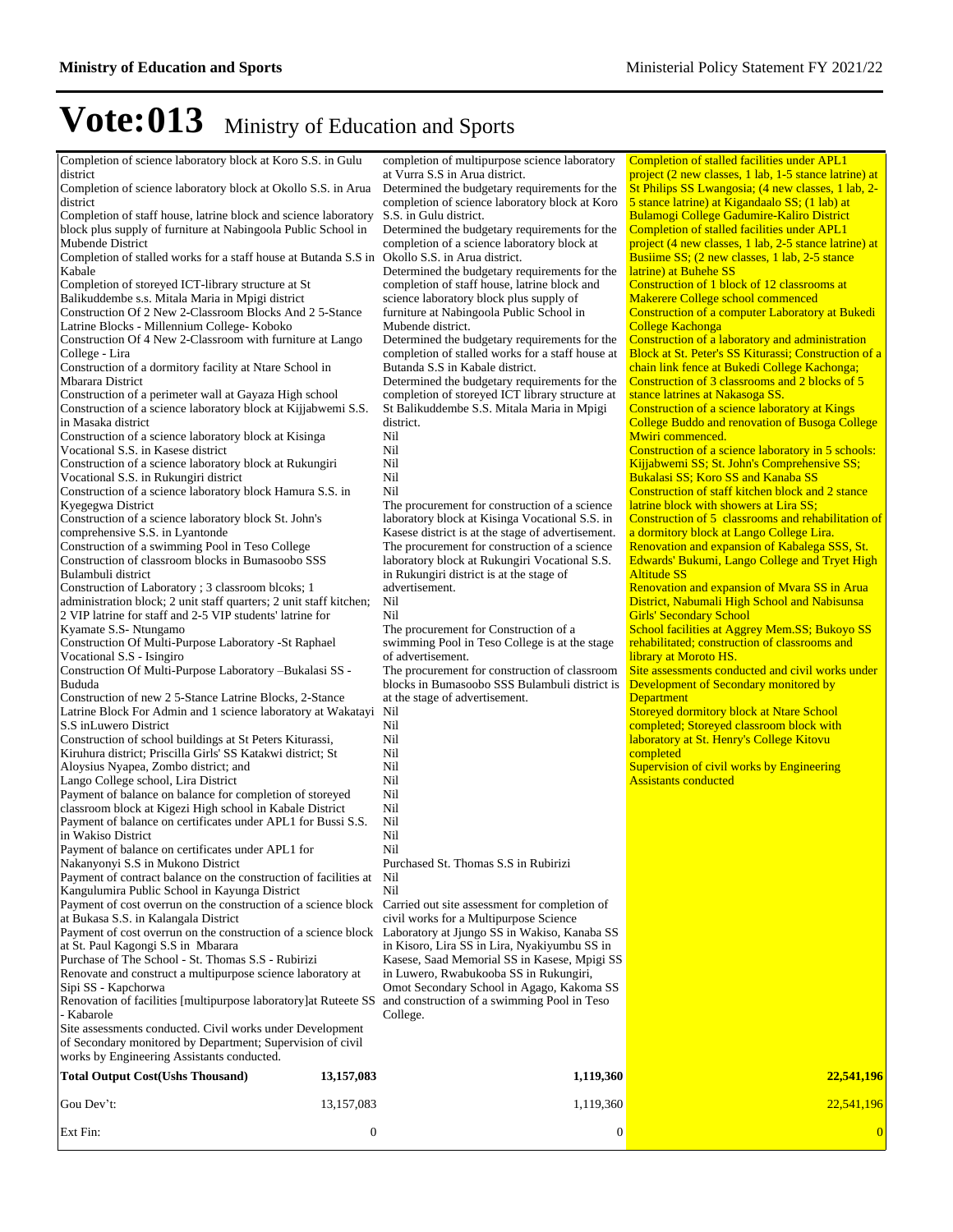# Vote:013 Ministry of Education and Sports

| | | |
|---|---|---|
| Completion of science laboratory block at Koro S.S. in Gulu district<br>Completion of science laboratory block at Okollo S.S. in Arua district<br>Completion of staff house, latrine block and science laboratory block plus supply of furniture at Nabingoola Public School in Mubende District<br>Completion of stalled works for a staff house at Butanda S.S in Kabale<br>Completion of storeyed ICT-library structure at St Balikuddembe s.s. Mitala Maria in Mpigi district<br>Construction Of 2 New 2-Classroom Blocks And 2 5-Stance Latrine Blocks - Millennium College- Koboko<br>Construction Of 4 New 2-Classroom with furniture at Lango College - Lira<br>Construction of a dormitory facility at Ntare School in Mbarara District<br>Construction of a perimeter wall at Gayaza High school<br>Construction of a science laboratory block at Kijjabwemi S.S. in Masaka district<br>Construction of a science laboratory block at Kisinga Vocational S.S. in Kasese district<br>Construction of a science laboratory block at Rukungiri Vocational S.S. in Rukungiri district<br>Construction of a science laboratory block Hamura S.S. in Kyegegwa District<br>Construction of a science laboratory block St. John's comprehensive S.S. in Lyantonde<br>Construction of a swimming Pool in Teso College<br>Construction of classroom blocks in Bumasoobo SSS Bulambuli district<br>Construction of Laboratory ; 3 classroom blcoks; 1 administration block; 2 unit staff quarters; 2 unit staff kitchen; 2 VIP latrine for staff and 2-5 VIP students' latrine for Kyamate S.S- Ntungamo<br>Construction Of Multi-Purpose Laboratory -St Raphael Vocational S.S - Isingiro<br>Construction Of Multi-Purpose Laboratory –Bukalasi SS - Bududa<br>Construction of new 2 5-Stance Latrine Blocks, 2-Stance Latrine Block For Admin and 1 science laboratory at Wakatayi S.S inLuwero District<br>Construction of school buildings at St Peters Kiturassi, Kiruhura district; Priscilla Girls' SS Katakwi district; St Aloysius Nyapea, Zombo district; and Lango College school, Lira District<br>Payment of balance on balance for completion of storeyed classroom block at Kigezi High school in Kabale District<br>Payment of balance on certificates under APL1 for Bussi S.S. in Wakiso District<br>Payment of balance on certificates under APL1 for Nakanyonyi S.S in Mukono District<br>Payment of contract balance on the construction of facilities at Kangulumira Public School in Kayunga District<br>Payment of cost overrun on the construction of a science block at Bukasa S.S. in Kalangala District<br>Payment of cost overrun on the construction of a science block at St. Paul Kagongi S.S in Mbarara<br>Purchase of The School - St. Thomas S.S - Rubirizi<br>Renovate and construct a multipurpose science laboratory at Sipi SS - Kapchorwa<br>Renovation of facilities [multipurpose laboratory]at Ruteete SS - Kabarole<br>Site assessments conducted. Civil works under Development of Secondary monitored by Department; Supervision of civil works by Engineering Assistants conducted. | completion of multipurpose science laboratory at Vurra S.S in Arua district.<br>Determined the budgetary requirements for the completion of science laboratory block at Koro S.S. in Gulu district.<br>Determined the budgetary requirements for the completion of a science laboratory block at Okollo S.S. in Arua district.<br>Determined the budgetary requirements for the completion of staff house, latrine block and science laboratory block plus supply of furniture at Nabingoola Public School in Mubende district.<br>Determined the budgetary requirements for the completion of stalled works for a staff house at Butanda S.S in Kabale district.<br>Determined the budgetary requirements for the completion of storeyed ICT library structure at St Balikuddembe S.S. Mitala Maria in Mpigi district.<br>Nil<br>Nil<br>Nil<br>Nil<br>Nil<br>The procurement for construction of a science laboratory block at Kisinga Vocational S.S. in Kasese district is at the stage of advertisement.<br>The procurement for construction of a science laboratory block at Rukungiri Vocational S.S. in Rukungiri district is at the stage of advertisement.<br>Nil<br>Nil<br>The procurement for Construction of a swimming Pool in Teso College is at the stage of advertisement.<br>The procurement for construction of classroom blocks in Bumasoobo SSS Bulambuli district is at the stage of advertisement.<br>Nil<br>Nil<br>Nil<br>Nil<br>Nil<br>Nil<br>Nil<br>Nil<br>Nil<br>Nil<br>Nil<br>Purchased St. Thomas S.S in Rubirizi<br>Nil<br>Nil<br>Carried out site assessment for completion of civil works for a Multipurpose Science Laboratory at Jjungo SS in Wakiso, Kanaba SS in Kisoro, Lira SS in Lira, Nyakiyumbu SS in Kasese, Saad Memorial SS in Kasese, Mpigi SS in Luwero, Rwabukooba SS in Rukungiri, Omot Secondary School in Agago, Kakoma SS and construction of a swimming Pool in Teso College. | Completion of stalled facilities under APL1 project (2 new classes, 1 lab, 1-5 stance latrine) at St Philips SS Lwangosia; (4 new classes, 1 lab, 2-5 stance latrine) at Kigandaalo SS; (1 lab) at Bulamogi College Gadumire-Kaliro District<br>Completion of stalled facilities under APL1 project (4 new classes, 1 lab, 2-5 stance latrine) at Busiime SS; (2 new classes, 1 lab, 2-5 stance latrine) at Buhehe SS<br>Construction of 1 block of 12 classrooms at Makerere College school commenced<br>Construction of a computer Laboratory at Bukedi College Kachonga<br>Construction of a laboratory and administration Block at St. Peter's SS Kiturassi; Construction of a chain link fence at Bukedi College Kachonga;<br>Construction of 3 classrooms and 2 blocks of 5 stance latrines at Nakasoga SS.<br>Construction of a science laboratory at Kings College Buddo and renovation of Busoga College Mwiri commenced.<br>Construction of a science laboratory in 5 schools: Kijjabwemi SS; St. John's Comprehensive SS; Bukalasi SS; Koro SS and Kanaba SS<br>Construction of staff kitchen block and 2 stance latrine block with showers at Lira SS;<br>Construction of 5 classrooms and rehabilitation of a dormitory block at Lango College Lira.<br>Renovation and expansion of Kabalega SSS, St. Edwards' Bukumi, Lango College and Tryet High Altitude SS<br>Renovation and expansion of Mvara SS in Arua District, Nabumali High School and Nabisunsa Girls' Secondary School<br>School facilities at Aggrey Mem.SS; Bukoyo SS rehabilitated; construction of classrooms and library at Moroto HS.<br>Site assessments conducted and civil works under Development of Secondary monitored by Department<br>Storeyed dormitory block at Ntare School completed; Storeyed classroom block with laboratory at St. Henry's College Kitovu completed<br>Supervision of civil works by Engineering Assistants conducted |
| **Total Output Cost(Ushs Thousand)** **13,157,083** | **1,119,360** | **22,541,196** |
| Gou Dev't: 13,157,083 | 1,119,360 | 22,541,196 |
| Ext Fin: 0 | 0 | 0 |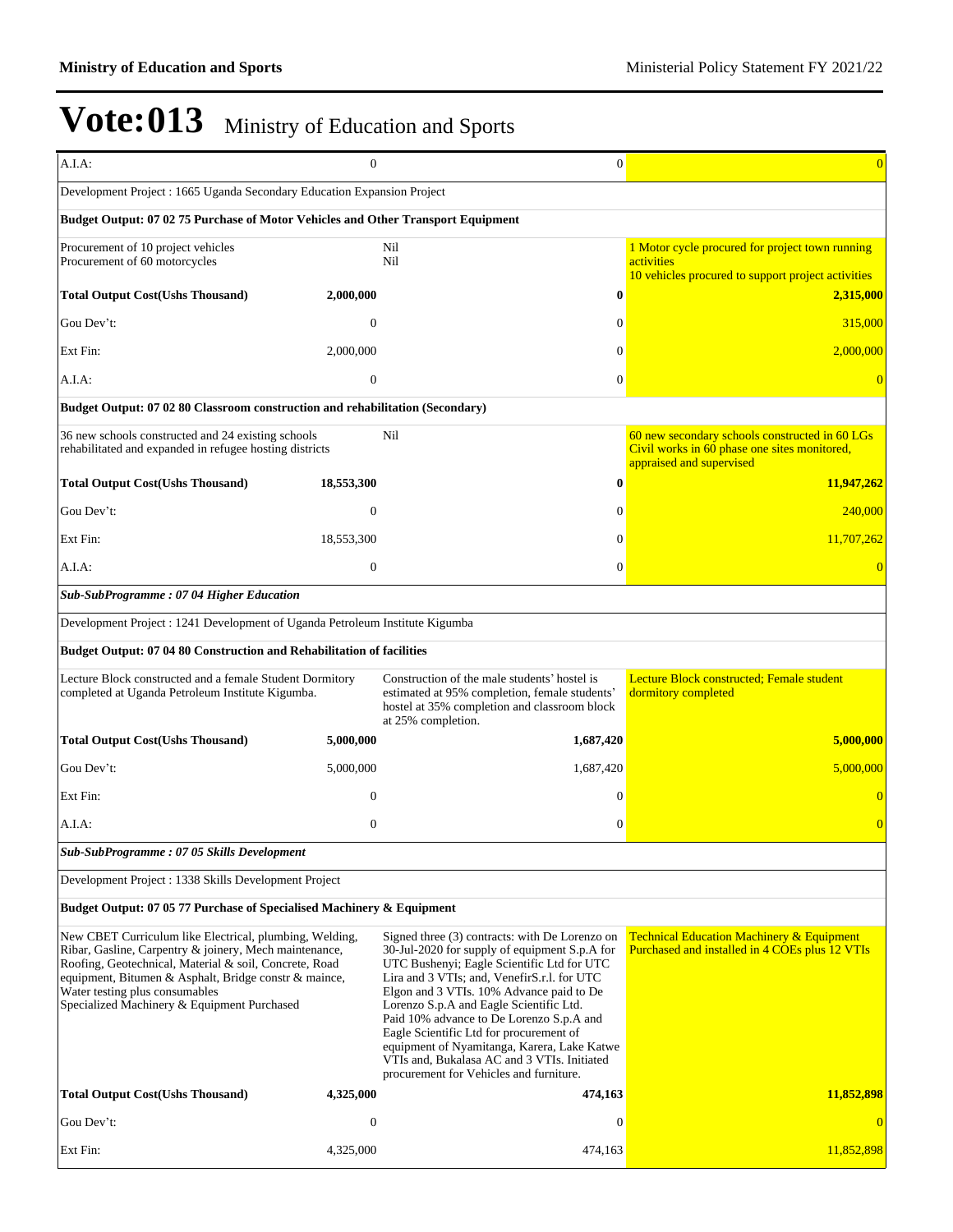# Vote:013 Ministry of Education and Sports

| | | | |
|---|---|---|---|
| A.I.A: | 0 | 0 | 0 |
| Development Project : 1665 Uganda Secondary Education Expansion Project | | | |
| **Budget Output: 07 02 75 Purchase of Motor Vehicles and Other Transport Equipment** | | | |
| Procurement of 10 project vehicles<br>Procurement of 60 motorcycles | | Nil<br>Nil | 1 Motor cycle procured for project town running activities<br>10 vehicles procured to support project activities |
| **Total Output Cost(Ushs Thousand)** | **2,000,000** | **0** | **2,315,000** |
| Gou Dev't: | 0 | 0 | 315,000 |
| Ext Fin: | 2,000,000 | 0 | 2,000,000 |
| A.I.A: | 0 | 0 | 0 |
| **Budget Output: 07 02 80 Classroom construction and rehabilitation (Secondary)** | | | |
| 36 new schools constructed and 24 existing schools rehabilitated and expanded in refugee hosting districts | | Nil | 60 new secondary schools constructed in 60 LGs<br>Civil works in 60 phase one sites monitored, appraised and supervised |
| **Total Output Cost(Ushs Thousand)** | **18,553,300** | **0** | **11,947,262** |
| Gou Dev't: | 0 | 0 | 240,000 |
| Ext Fin: | 18,553,300 | 0 | 11,707,262 |
| A.I.A: | 0 | 0 | 0 |
| ***Sub-SubProgramme : 07 04 Higher Education*** | | | |
| Development Project : 1241 Development of Uganda Petroleum Institute Kigumba | | | |
| **Budget Output: 07 04 80 Construction and Rehabilitation of facilities** | | | |
| Lecture Block constructed and a female Student Dormitory completed at Uganda Petroleum Institute Kigumba. | | Construction of the male students' hostel is estimated at 95% completion, female students' hostel at 35% completion and classroom block at 25% completion. | Lecture Block constructed; Female student dormitory completed |
| **Total Output Cost(Ushs Thousand)** | **5,000,000** | **1,687,420** | **5,000,000** |
| Gou Dev't: | 5,000,000 | 1,687,420 | 5,000,000 |
| Ext Fin: | 0 | 0 | 0 |
| A.I.A: | 0 | 0 | 0 |
| ***Sub-SubProgramme : 07 05 Skills Development*** | | | |
| Development Project : 1338 Skills Development Project | | | |
| **Budget Output: 07 05 77 Purchase of Specialised Machinery & Equipment** | | | |
| New CBET Curriculum like Electrical, plumbing, Welding, Ribar, Gasline, Carpentry & joinery, Mech maintenance, Roofing, Geotechnical, Material & soil, Concrete, Road equipment, Bitumen & Asphalt, Bridge constr & maince, Water testing plus consumables<br>Specialized Machinery & Equipment Purchased | | Signed three (3) contracts: with De Lorenzo on 30-Jul-2020 for supply of equipment S.p.A for UTC Bushenyi; Eagle Scientific Ltd for UTC Lira and 3 VTIs; and, VenefirS.r.l. for UTC Elgon and 3 VTIs. 10% Advance paid to De Lorenzo S.p.A and Eagle Scientific Ltd.<br>Paid 10% advance to De Lorenzo S.p.A and Eagle Scientific Ltd for procurement of equipment of Nyamitanga, Karera, Lake Katwe VTIs and, Bukalasa AC and 3 VTIs. Initiated procurement for Vehicles and furniture. | Technical Education Machinery & Equipment Purchased and installed in 4 COEs plus 12 VTIs |
| **Total Output Cost(Ushs Thousand)** | **4,325,000** | **474,163** | **11,852,898** |
| Gou Dev't: | 0 | 0 | 0 |
| Ext Fin: | 4,325,000 | 474,163 | 11,852,898 |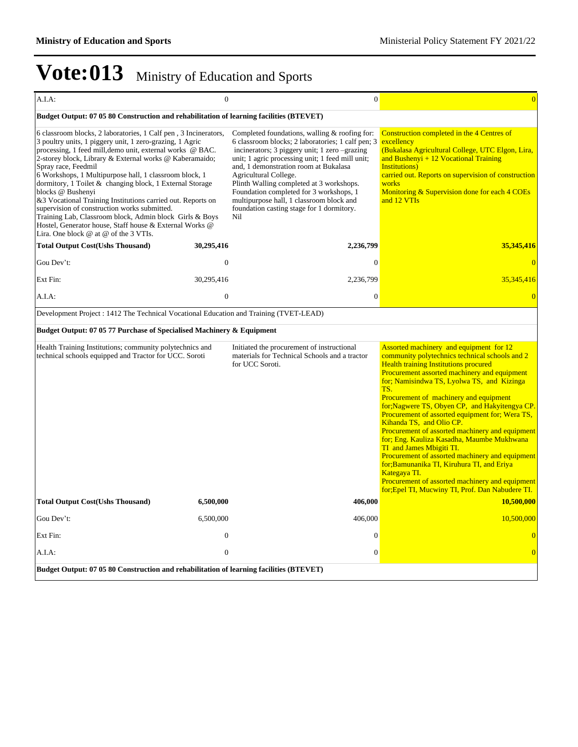# Vote:013 Ministry of Education and Sports

| | | | |
|---|---|---|---|
| A.I.A: | 0 | 0 | 0 |
| **Budget Output: 07 05 80 Construction and rehabilitation of learning facilities (BTEVET)** | | | |
| 6 classroom blocks, 2 laboratories, 1 Calf pen , 3 Incinerators, 3 poultry units, 1 piggery unit, 1 zero-grazing, 1 Agric processing, 1 feed mill,demo unit, external works @ BAC. 2-storey block, Library & External works @ Kaberamaido; Spray race, Feedmil<br>6 Workshops, 1 Multipurpose hall, 1 classroom block, 1 dormitory, 1 Toilet & changing block, 1 External Storage blocks @ Bushenyi<br>&3 Vocational Training Institutions carried out. Reports on supervision of construction works submitted.<br>Training Lab, Classroom block, Admin block Girls & Boys Hostel, Generator house, Staff house & External Works @ Lira. One block @ at @ of the 3 VTIs. | | Completed foundations, walling & roofing for: 6 classroom blocks; 2 laboratories; 1 calf pen; 3 incinerators; 3 piggery unit; 1 zero –grazing unit; 1 agric processing unit; 1 feed mill unit; and, 1 demonstration room at Bukalasa Agricultural College.<br>Plinth Walling completed at 3 workshops. Foundation completed for 3 workshops, 1 multipurpose hall, 1 classroom block and foundation casting stage for 1 dormitory.<br>Nil | Construction completed in the 4 Centres of excellency<br>(Bukalasa Agricultural College, UTC Elgon, Lira, and Bushenyi + 12 Vocational Training Institutions)<br>carried out. Reports on supervision of construction works<br>Monitoring & Supervision done for each 4 COEs and 12 VTIs |
| **Total Output Cost(Ushs Thousand)** | **30,295,416** | **2,236,799** | **35,345,416** |
| Gou Dev't: | 0 | 0 | 0 |
| Ext Fin: | 30,295,416 | 2,236,799 | 35,345,416 |
| A.I.A: | 0 | 0 | 0 |
| Development Project : 1412 The Technical Vocational Education and Training (TVET-LEAD) | | | |
| **Budget Output: 07 05 77 Purchase of Specialised Machinery & Equipment** | | | |
| Health Training Institutions; community polytechnics and technical schools equipped and Tractor for UCC. Soroti | | Initiated the procurement of instructional materials for Technical Schools and a tractor for UCC Soroti. | Assorted machinery and equipment for 12 community polytechnics technical schools and 2 Health training Institutions procured<br>Procurement assorted machinery and equipment for; Namisindwa TS, Lyolwa TS, and Kizinga TS.<br>Procurement of machinery and equipment for;Nagwere TS, Obyen CP, and Hakyitengya CP.<br>Procurement of assorted equipment for; Wera TS, Kihanda TS, and Olio CP.<br>Procurement of assorted machinery and equipment for; Eng. Kauliza Kasadha, Maumbe Mukhwana TI and James Mbigiti TI.<br>Procurement of assorted machinery and equipment for;Bamunanika TI, Kiruhura TI, and Eriya Kategaya TI.<br>Procurement of assorted machinery and equipment for;Epel TI, Mucwiny TI, Prof. Dan Nabudere TI. |
| **Total Output Cost(Ushs Thousand)** | **6,500,000** | **406,000** | **10,500,000** |
| Gou Dev't: | 6,500,000 | 406,000 | 10,500,000 |
| Ext Fin: | 0 | 0 | 0 |
| A.I.A: | 0 | 0 | 0 |
| **Budget Output: 07 05 80 Construction and rehabilitation of learning facilities (BTEVET)** | | | |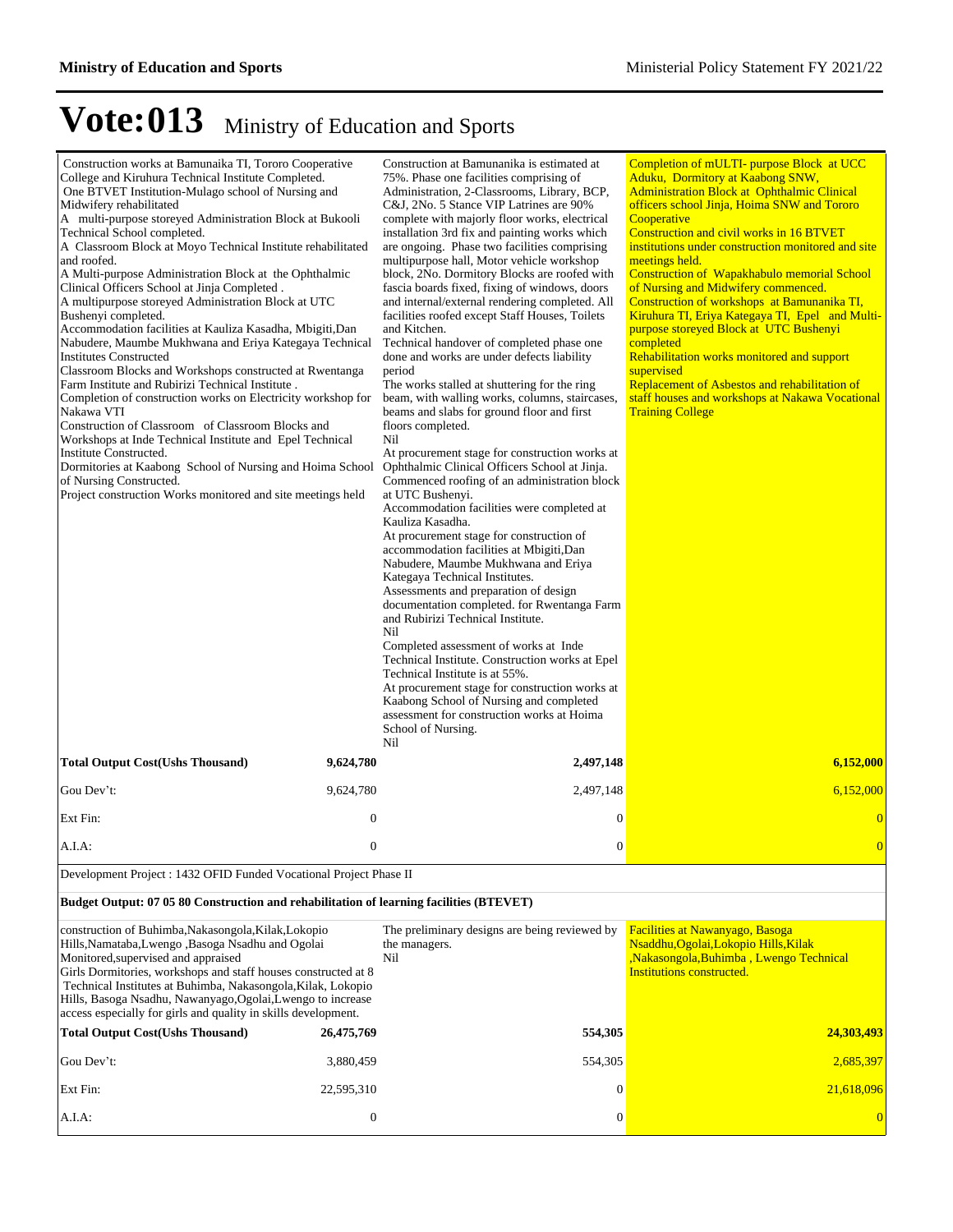# Vote:013 Ministry of Education and Sports

| | | |
|---|---|---|
| Construction works at Bamunaika TI, Tororo Cooperative College and Kiruhura Technical Institute Completed.<br>One BTVET Institution-Mulago school of Nursing and Midwifery rehabilitated<br>A multi-purpose storeyed Administration Block at Bukooli Technical School completed.<br>A Classroom Block at Moyo Technical Institute rehabilitated and roofed.<br>A Multi-purpose Administration Block at the Ophthalmic Clinical Officers School at Jinja Completed .<br>A multipurpose storeyed Administration Block at UTC Bushenyi completed.<br>Accommodation facilities at Kauliza Kasadha, Mbigiti,Dan Nabudere, Maumbe Mukhwana and Eriya Kategaya Technical Institutes Constructed<br>Classroom Blocks and Workshops constructed at Rwentanga Farm Institute and Rubirizi Technical Institute .<br>Completion of construction works on Electricity workshop for Nakawa VTI<br>Construction of Classroom of Classroom Blocks and Workshops at Inde Technical Institute and Epel Technical Institute Constructed.<br>Dormitories at Kaabong School of Nursing and Hoima School of Nursing Constructed.<br>Project construction Works monitored and site meetings held | Construction at Bamunanika is estimated at 75%. Phase one facilities comprising of Administration, 2-Classrooms, Library, BCP, C&J, 2No. 5 Stance VIP Latrines are 90% complete with majorly floor works, electrical installation 3rd fix and painting works which are ongoing. Phase two facilities comprising multipurpose hall, Motor vehicle workshop block, 2No. Dormitory Blocks are roofed with fascia boards fixed, fixing of windows, doors and internal/external rendering completed. All facilities roofed except Staff Houses, Toilets and Kitchen.<br>Technical handover of completed phase one done and works are under defects liability period<br>The works stalled at shuttering for the ring beam, with walling works, columns, staircases, beams and slabs for ground floor and first floors completed.<br>Nil<br>At procurement stage for construction works at Ophthalmic Clinical Officers School at Jinja.<br>Commenced roofing of an administration block at UTC Bushenyi.<br>Accommodation facilities were completed at Kauliza Kasadha.<br>At procurement stage for construction of accommodation facilities at Mbigiti,Dan Nabudere, Maumbe Mukhwana and Eriya Kategaya Technical Institutes.<br>Assessments and preparation of design documentation completed. for Rwentanga Farm and Rubirizi Technical Institute.<br>Nil<br>Completed assessment of works at Inde Technical Institute. Construction works at Epel Technical Institute is at 55%.<br>At procurement stage for construction works at Kaabong School of Nursing and completed assessment for construction works at Hoima School of Nursing.<br>Nil | Completion of mULTI- purpose Block at UCC Aduku, Dormitory at Kaabong SNW, Administration Block at Ophthalmic Clinical officers school Jinja, Hoima SNW and Tororo Cooperative<br>Construction and civil works in 16 BTVET institutions under construction monitored and site meetings held.<br>Construction of Wapakhabulo memorial School of Nursing and Midwifery commenced.<br>Construction of workshops at Bamunanika TI, Kiruhura TI, Eriya Kategaya TI, Epel and Multi-purpose storeyed Block at UTC Bushenyi completed<br>Rehabilitation works monitored and support supervised<br>Replacement of Asbestos and rehabilitation of staff houses and workshops at Nakawa Vocational Training College |
| **Total Output Cost(Ushs Thousand)** **9,624,780** | **2,497,148** | **6,152,000** |
| Gou Dev't: 9,624,780 | 2,497,148 | 6,152,000 |
| Ext Fin: 0 | 0 | 0 |
| A.I.A: 0 | 0 | 0 |

Development Project : 1432 OFID Funded Vocational Project Phase II

**Budget Output: 07 05 80 Construction and rehabilitation of learning facilities (BTEVET)**

| | | |
|---|---|---|
| construction of Buhimba,Nakasongola,Kilak,Lokopio Hills,Namataba,Lwengo ,Basoga Nsadhu and Ogolai Monitored,supervised and appraised<br>Girls Dormitories, workshops and staff houses constructed at 8 Technical Institutes at Buhimba, Nakasongola,Kilak, Lokopio Hills, Basoga Nsadhu, Nawanyago,Ogolai,Lwengo to increase access especially for girls and quality in skills development. | The preliminary designs are being reviewed by the managers.<br>Nil | Facilities at Nawanyago, Basoga Nsaddhu,Ogolai,Lokopio Hills,Kilak ,Nakasongola,Buhimba , Lwengo Technical Institutions constructed. |
| **Total Output Cost(Ushs Thousand)** **26,475,769** | **554,305** | **24,303,493** |
| Gou Dev't: 3,880,459 | 554,305 | 2,685,397 |
| Ext Fin: 22,595,310 | 0 | 21,618,096 |
| A.I.A: 0 | 0 | 0 |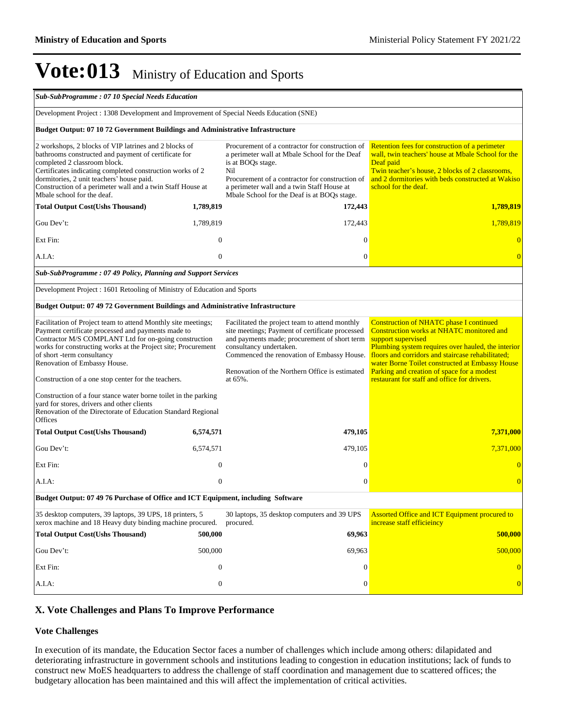# Vote:013 Ministry of Education and Sports

| *Sub-SubProgramme : 07 10 Special Needs Education* | | | |
|---|---|---|---|
| Development Project : 1308 Development and Improvement of Special Needs Education (SNE) | | | |
| **Budget Output: 07 10 72 Government Buildings and Administrative Infrastructure** | | | |
| 2 workshops, 2 blocks of VIP latrines and 2 blocks of bathrooms constructed and payment of certificate for completed 2 classroom block.<br>Certificates indicating completed construction works of 2 dormitories, 2 unit teachers' house paid.<br>Construction of a perimeter wall and a twin Staff House at Mbale school for the deaf. | | Procurement of a contractor for construction of a perimeter wall at Mbale School for the Deaf is at BOQs stage.<br>Nil<br>Procurement of a contractor for construction of a perimeter wall and a twin Staff House at Mbale School for the Deaf is at BOQs stage. | Retention fees for construction of a perimeter wall, twin teachers' house at Mbale School for the Deaf paid<br>Twin teacher's house, 2 blocks of 2 classrooms, and 2 dormitories with beds constructed at Wakiso school for the deaf. |
| **Total Output Cost(Ushs Thousand)** | **1,789,819** | **172,443** | **1,789,819** |
| Gou Dev't: | 1,789,819 | 172,443 | 1,789,819 |
| Ext Fin: | 0 | 0 | 0 |
| A.I.A: | 0 | 0 | 0 |
| *Sub-SubProgramme : 07 49 Policy, Planning and Support Services* | | | |
| Development Project : 1601 Retooling of Ministry of Education and Sports | | | |
| **Budget Output: 07 49 72 Government Buildings and Administrative Infrastructure** | | | |
| Facilitation of Project team to attend Monthly site meetings; Payment certificate processed and payments made to Contractor M/S COMPLANT Ltd for on-going construction works for constructing works at the Project site; Procurement of short -term consultancy<br>Renovation of Embassy House.<br><br>Construction of a one stop center for the teachers.<br><br>Construction of a four stance water borne toilet in the parking yard for stores, drivers and other clients<br>Renovation of the Directorate of Education Standard Regional Offices | | Facilitated the project team to attend monthly site meetings; Payment of certificate processed and payments made; procurement of short term consultancy undertaken.<br>Commenced the renovation of Embassy House.<br><br>Renovation of the Northern Office is estimated at 65%. | Construction of NHATC phase I continued<br>Construction works at NHATC monitored and support supervised<br>Plumbing system requires over hauled, the interior floors and corridors and staircase rehabilitated; water Borne Toilet constructed at Embassy House<br>Parking and creation of space for a modest restaurant for staff and office for drivers. |
| **Total Output Cost(Ushs Thousand)** | **6,574,571** | **479,105** | **7,371,000** |
| Gou Dev't: | 6,574,571 | 479,105 | 7,371,000 |
| Ext Fin: | 0 | 0 | 0 |
| A.I.A: | 0 | 0 | 0 |
| **Budget Output: 07 49 76 Purchase of Office and ICT Equipment, including Software** | | | |
| 35 desktop computers, 39 laptops, 39 UPS, 18 printers, 5 xerox machine and 18 Heavy duty binding machine procured. | | 30 laptops, 35 desktop computers and 39 UPS procured. | Assorted Office and ICT Equipment procured to increase staff efficieincy |
| **Total Output Cost(Ushs Thousand)** | **500,000** | **69,963** | **500,000** |
| Gou Dev't: | 500,000 | 69,963 | 500,000 |
| Ext Fin: | 0 | 0 | 0 |
| A.I.A: | 0 | 0 | 0 |

## X. Vote Challenges and Plans To Improve Performance

### Vote Challenges

In execution of its mandate, the Education Sector faces a number of challenges which include among others: dilapidated and deteriorating infrastructure in government schools and institutions leading to congestion in education institutions; lack of funds to construct new MoES headquarters to address the challenge of staff coordination and management due to scattered offices; the budgetary allocation has been maintained and this will affect the implementation of critical activities.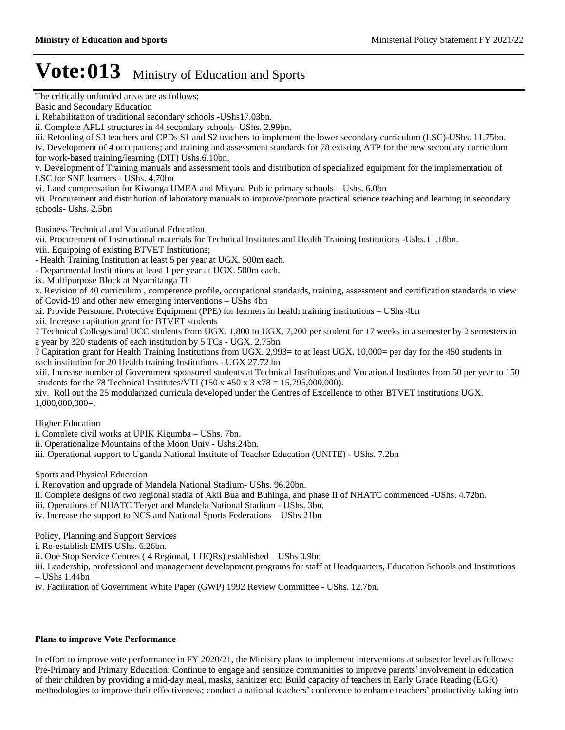# Vote:013 Ministry of Education and Sports

The critically unfunded areas are as follows;

Basic and Secondary Education

i. Rehabilitation of traditional secondary schools -UShs17.03bn.

ii. Complete APL1 structures in 44 secondary schools- UShs. 2.99bn.

iii. Retooling of S3 teachers and CPDs S1 and S2 teachers to implement the lower secondary curriculum (LSC)-UShs. 11.75bn.

iv. Development of 4 occupations; and training and assessment standards for 78 existing ATP for the new secondary curriculum for work-based training/learning (DIT) Ushs.6.10bn.

v. Development of Training manuals and assessment tools and distribution of specialized equipment for the implementation of LSC for SNE learners - UShs. 4.70bn

vi. Land compensation for Kiwanga UMEA and Mityana Public primary schools – Ushs. 6.0bn

vii. Procurement and distribution of laboratory manuals to improve/promote practical science teaching and learning in secondary schools- Ushs. 2.5bn

Business Technical and Vocational Education

vii. Procurement of Instructional materials for Technical Institutes and Health Training Institutions -Ushs.11.18bn.

viii. Equipping of existing BTVET Institutions;

- Health Training Institution at least 5 per year at UGX. 500m each.
- Departmental Institutions at least 1 per year at UGX. 500m each.

ix. Multipurpose Block at Nyamitanga TI

x. Revision of 40 curriculum , competence profile, occupational standards, training, assessment and certification standards in view of Covid-19 and other new emerging interventions – UShs 4bn

xi. Provide Personnel Protective Equipment (PPE) for learners in health training institutions – UShs 4bn

xii. Increase capitation grant for BTVET students

? Technical Colleges and UCC students from UGX. 1,800 to UGX. 7,200 per student for 17 weeks in a semester by 2 semesters in a year by 320 students of each institution by 5 TCs - UGX. 2.75bn

? Capitation grant for Health Training Institutions from UGX. 2,993= to at least UGX. 10,000= per day for the 450 students in each institution for 20 Health training Institutions - UGX 27.72 bn

xiii. Increase number of Government sponsored students at Technical Institutions and Vocational Institutes from 50 per year to 150 students for the 78 Technical Institutes/VTI (150 x 450 x 3 x78 = 15,795,000,000).

xiv. Roll out the 25 modularized curricula developed under the Centres of Excellence to other BTVET institutions UGX. 1,000,000,000=.

Higher Education

i. Complete civil works at UPIK Kigumba – UShs. 7bn.

ii. Operationalize Mountains of the Moon Univ - Ushs.24bn.

iii. Operational support to Uganda National Institute of Teacher Education (UNITE) - UShs. 7.2bn

Sports and Physical Education

i. Renovation and upgrade of Mandela National Stadium- UShs. 96.20bn.

ii. Complete designs of two regional stadia of Akii Bua and Buhinga, and phase II of NHATC commenced -UShs. 4.72bn.

iii. Operations of NHATC Teryet and Mandela National Stadium - UShs. 3bn.

iv. Increase the support to NCS and National Sports Federations – UShs 21bn

Policy, Planning and Support Services

i. Re-establish EMIS UShs. 6.26bn.

ii. One Stop Service Centres ( 4 Regional, 1 HQRs) established – UShs 0.9bn

iii. Leadership, professional and management development programs for staff at Headquarters, Education Schools and Institutions – UShs 1.44bn

iv. Facilitation of Government White Paper (GWP) 1992 Review Committee - UShs. 12.7bn.

**Plans to improve Vote Performance**

In effort to improve vote performance in FY 2020/21, the Ministry plans to implement interventions at subsector level as follows: Pre-Primary and Primary Education: Continue to engage and sensitize communities to improve parents' involvement in education of their children by providing a mid-day meal, masks, sanitizer etc; Build capacity of teachers in Early Grade Reading (EGR) methodologies to improve their effectiveness; conduct a national teachers' conference to enhance teachers' productivity taking into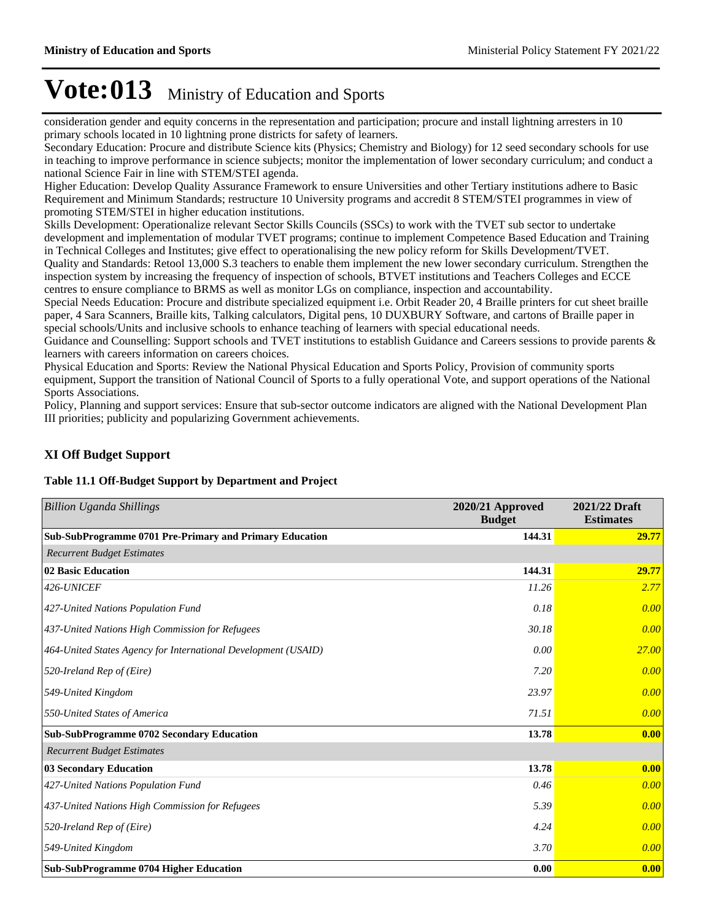# Vote:013 Ministry of Education and Sports

consideration gender and equity concerns in the representation and participation; procure and install lightning arresters in 10 primary schools located in 10 lightning prone districts for safety of learners.

Secondary Education: Procure and distribute Science kits (Physics; Chemistry and Biology) for 12 seed secondary schools for use in teaching to improve performance in science subjects; monitor the implementation of lower secondary curriculum; and conduct a national Science Fair in line with STEM/STEI agenda.

Higher Education: Develop Quality Assurance Framework to ensure Universities and other Tertiary institutions adhere to Basic Requirement and Minimum Standards; restructure 10 University programs and accredit 8 STEM/STEI programmes in view of promoting STEM/STEI in higher education institutions.

Skills Development: Operationalize relevant Sector Skills Councils (SSCs) to work with the TVET sub sector to undertake development and implementation of modular TVET programs; continue to implement Competence Based Education and Training in Technical Colleges and Institutes; give effect to operationalising the new policy reform for Skills Development/TVET.

Quality and Standards: Retool 13,000 S.3 teachers to enable them implement the new lower secondary curriculum. Strengthen the inspection system by increasing the frequency of inspection of schools, BTVET institutions and Teachers Colleges and ECCE centres to ensure compliance to BRMS as well as monitor LGs on compliance, inspection and accountability.

Special Needs Education: Procure and distribute specialized equipment i.e. Orbit Reader 20, 4 Braille printers for cut sheet braille paper, 4 Sara Scanners, Braille kits, Talking calculators, Digital pens, 10 DUXBURY Software, and cartons of Braille paper in special schools/Units and inclusive schools to enhance teaching of learners with special educational needs.

Guidance and Counselling: Support schools and TVET institutions to establish Guidance and Careers sessions to provide parents & learners with careers information on careers choices.

Physical Education and Sports: Review the National Physical Education and Sports Policy, Provision of community sports equipment, Support the transition of National Council of Sports to a fully operational Vote, and support operations of the National Sports Associations.

Policy, Planning and support services: Ensure that sub-sector outcome indicators are aligned with the National Development Plan III priorities; publicity and popularizing Government achievements.

## XI Off Budget Support

**Table 11.1 Off-Budget Support by Department and Project**

| *Billion Uganda Shillings* | 2020/21 Approved Budget | 2021/22 Draft Estimates |
|---|---|---|
| **Sub-SubProgramme 0701 Pre-Primary and Primary Education** | **144.31** | **29.77** |
| *Recurrent Budget Estimates* | | |
| **02 Basic Education** | **144.31** | **29.77** |
| *426-UNICEF* | *11.26* | *2.77* |
| *427-United Nations Population Fund* | *0.18* | *0.00* |
| *437-United Nations High Commission for Refugees* | *30.18* | *0.00* |
| *464-United States Agency for International Development (USAID)* | *0.00* | *27.00* |
| *520-Ireland Rep of (Eire)* | *7.20* | *0.00* |
| *549-United Kingdom* | *23.97* | *0.00* |
| *550-United States of America* | *71.51* | *0.00* |
| **Sub-SubProgramme 0702 Secondary Education** | **13.78** | **0.00** |
| *Recurrent Budget Estimates* | | |
| **03 Secondary Education** | **13.78** | **0.00** |
| *427-United Nations Population Fund* | *0.46* | *0.00* |
| *437-United Nations High Commission for Refugees* | *5.39* | *0.00* |
| *520-Ireland Rep of (Eire)* | *4.24* | *0.00* |
| *549-United Kingdom* | *3.70* | *0.00* |
| **Sub-SubProgramme 0704 Higher Education** | **0.00** | **0.00** |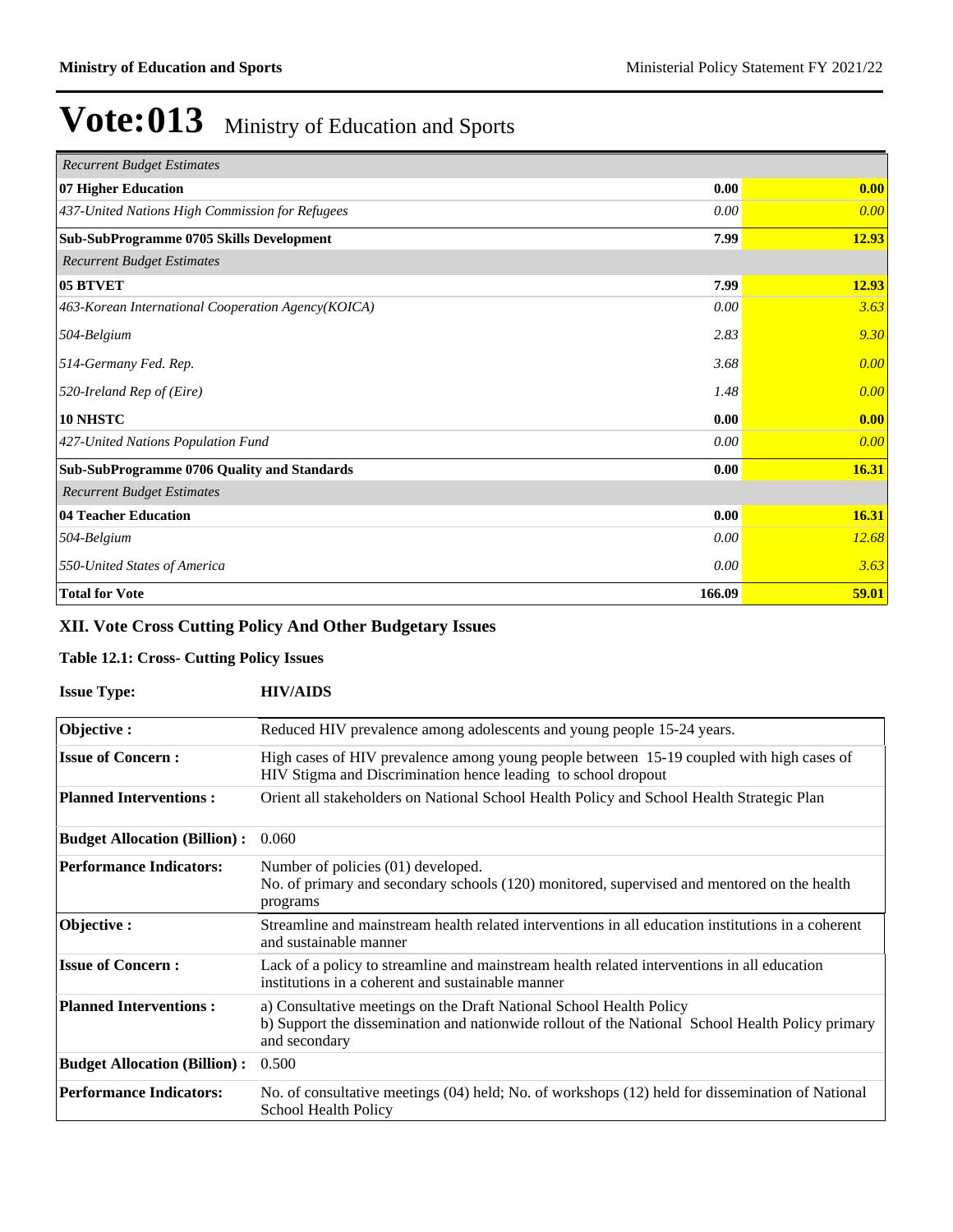# Vote:013 Ministry of Education and Sports

| | | |
|---|---|---|
| *Recurrent Budget Estimates* | | |
| **07 Higher Education** | **0.00** | **0.00** |
| *437-United Nations High Commission for Refugees* | *0.00* | *0.00* |
| **Sub-SubProgramme 0705 Skills Development** | **7.99** | **12.93** |
| *Recurrent Budget Estimates* | | |
| **05 BTVET** | **7.99** | **12.93** |
| *463-Korean International Cooperation Agency(KOICA)* | *0.00* | *3.63* |
| *504-Belgium* | *2.83* | *9.30* |
| *514-Germany Fed. Rep.* | *3.68* | *0.00* |
| *520-Ireland Rep of (Eire)* | *1.48* | *0.00* |
| **10 NHSTC** | **0.00** | **0.00** |
| *427-United Nations Population Fund* | *0.00* | *0.00* |
| **Sub-SubProgramme 0706 Quality and Standards** | **0.00** | **16.31** |
| *Recurrent Budget Estimates* | | |
| **04 Teacher Education** | **0.00** | **16.31** |
| *504-Belgium* | *0.00* | *12.68* |
| *550-United States of America* | *0.00* | *3.63* |
| **Total for Vote** | **166.09** | **59.01** |

## XII. Vote Cross Cutting Policy And Other Budgetary Issues

### Table 12.1: Cross- Cutting Policy Issues

**Issue Type:** **HIV/AIDS**

| | |
|---|---|
| **Objective :** | Reduced HIV prevalence among adolescents and young people 15-24 years. |
| **Issue of Concern :** | High cases of HIV prevalence among young people between 15-19 coupled with high cases of HIV Stigma and Discrimination hence leading to school dropout |
| **Planned Interventions :** | Orient all stakeholders on National School Health Policy and School Health Strategic Plan |
| **Budget Allocation (Billion) :** | 0.060 |
| **Performance Indicators:** | Number of policies (01) developed.<br>No. of primary and secondary schools (120) monitored, supervised and mentored on the health programs |
| **Objective :** | Streamline and mainstream health related interventions in all education institutions in a coherent and sustainable manner |
| **Issue of Concern :** | Lack of a policy to streamline and mainstream health related interventions in all education institutions in a coherent and sustainable manner |
| **Planned Interventions :** | a) Consultative meetings on the Draft National School Health Policy<br>b) Support the dissemination and nationwide rollout of the National School Health Policy primary and secondary |
| **Budget Allocation (Billion) :** | 0.500 |
| **Performance Indicators:** | No. of consultative meetings (04) held; No. of workshops (12) held for dissemination of National School Health Policy |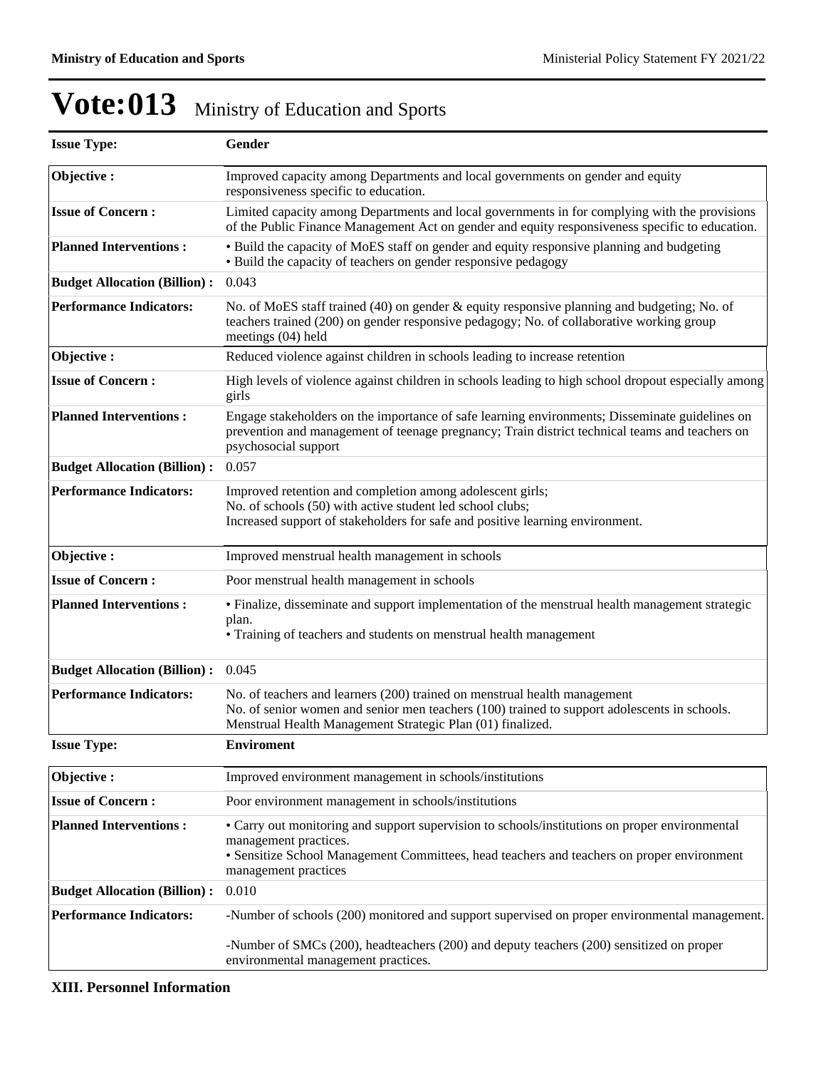# Vote:013 Ministry of Education and Sports

| Issue Type: | Gender |
|---|---|
| **Objective :** | Improved capacity among Departments and local governments on gender and equity responsiveness specific to education. |
| **Issue of Concern :** | Limited capacity among Departments and local governments in for complying with the provisions of the Public Finance Management Act on gender and equity responsiveness specific to education. |
| **Planned Interventions :** | • Build the capacity of MoES staff on gender and equity responsive planning and budgeting<br>• Build the capacity of teachers on gender responsive pedagogy |
| **Budget Allocation (Billion) :** | 0.043 |
| **Performance Indicators:** | No. of MoES staff trained (40) on gender & equity responsive planning and budgeting; No. of teachers trained (200) on gender responsive pedagogy; No. of collaborative working group meetings (04) held |
| **Objective :** | Reduced violence against children in schools leading to increase retention |
| **Issue of Concern :** | High levels of violence against children in schools leading to high school dropout especially among girls |
| **Planned Interventions :** | Engage stakeholders on the importance of safe learning environments; Disseminate guidelines on prevention and management of teenage pregnancy; Train district technical teams and teachers on psychosocial support |
| **Budget Allocation (Billion) :** | 0.057 |
| **Performance Indicators:** | Improved retention and completion among adolescent girls;<br>No. of schools (50) with active student led school clubs;<br>Increased support of stakeholders for safe and positive learning environment. |
| **Objective :** | Improved menstrual health management in schools |
| **Issue of Concern :** | Poor menstrual health management in schools |
| **Planned Interventions :** | • Finalize, disseminate and support implementation of the menstrual health management strategic plan.<br>• Training of teachers and students on menstrual health management |
| **Budget Allocation (Billion) :** | 0.045 |
| **Performance Indicators:** | No. of teachers and learners (200) trained on menstrual health management<br>No. of senior women and senior men teachers (100) trained to support adolescents in schools.<br>Menstrual Health Management Strategic Plan (01) finalized. |

| Issue Type: | Enviroment |
|---|---|
| **Objective :** | Improved environment management in schools/institutions |
| **Issue of Concern :** | Poor environment management in schools/institutions |
| **Planned Interventions :** | • Carry out monitoring and support supervision to schools/institutions on proper environmental management practices.<br>• Sensitize School Management Committees, head teachers and teachers on proper environment management practices |
| **Budget Allocation (Billion) :** | 0.010 |
| **Performance Indicators:** | -Number of schools (200) monitored and support supervised on proper environmental management.<br><br>-Number of SMCs (200), headteachers (200) and deputy teachers (200) sensitized on proper environmental management practices. |

**XIII. Personnel Information**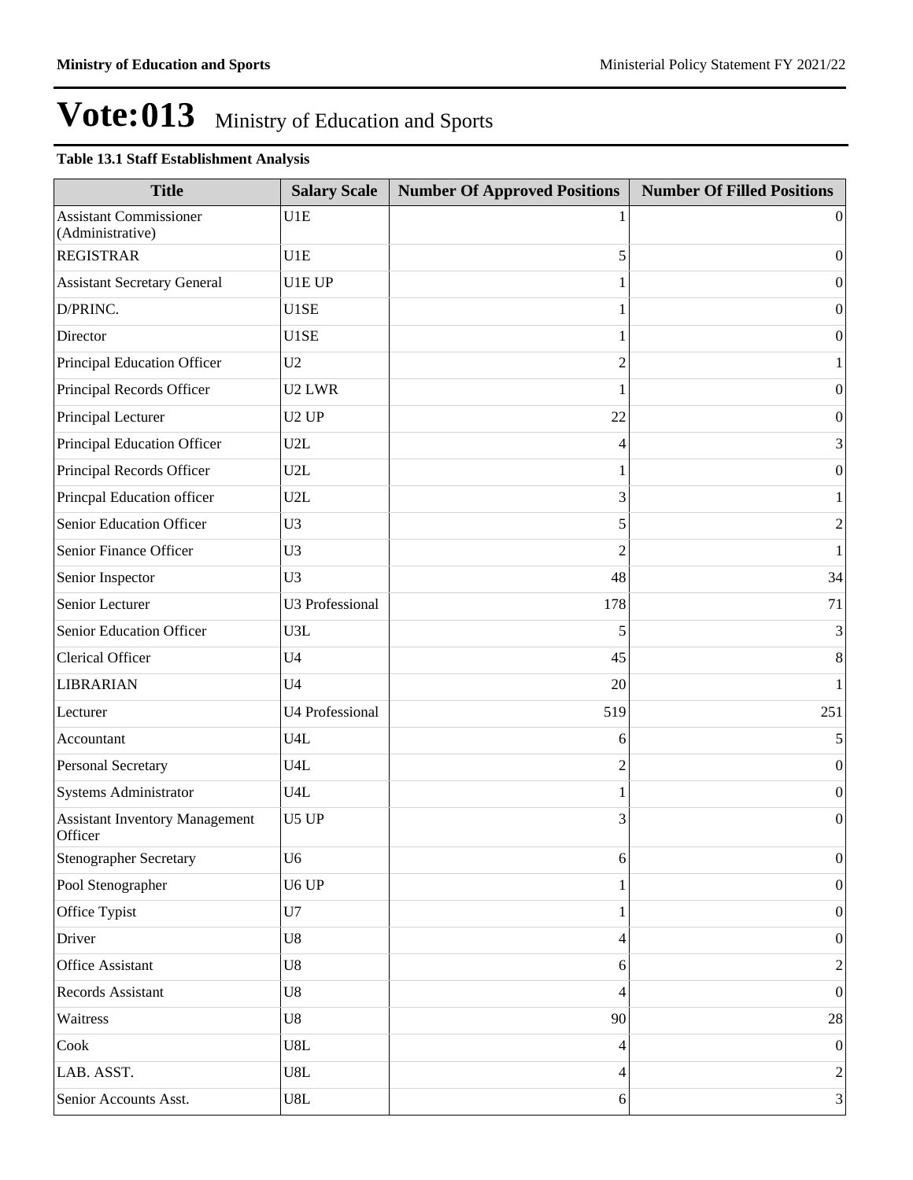# Vote:013 Ministry of Education and Sports

**Table 13.1 Staff Establishment Analysis**

| Title | Salary Scale | Number Of Approved Positions | Number Of Filled Positions |
|---|---|---|---|
| Assistant Commissioner (Administrative) | U1E | 1 | 0 |
| REGISTRAR | U1E | 5 | 0 |
| Assistant Secretary General | U1E UP | 1 | 0 |
| D/PRINC. | U1SE | 1 | 0 |
| Director | U1SE | 1 | 0 |
| Principal Education Officer | U2 | 2 | 1 |
| Principal Records Officer | U2 LWR | 1 | 0 |
| Principal Lecturer | U2 UP | 22 | 0 |
| Principal Education Officer | U2L | 4 | 3 |
| Principal Records Officer | U2L | 1 | 0 |
| Princpal Education officer | U2L | 3 | 1 |
| Senior Education Officer | U3 | 5 | 2 |
| Senior Finance Officer | U3 | 2 | 1 |
| Senior Inspector | U3 | 48 | 34 |
| Senior Lecturer | U3 Professional | 178 | 71 |
| Senior Education Officer | U3L | 5 | 3 |
| Clerical Officer | U4 | 45 | 8 |
| LIBRARIAN | U4 | 20 | 1 |
| Lecturer | U4 Professional | 519 | 251 |
| Accountant | U4L | 6 | 5 |
| Personal Secretary | U4L | 2 | 0 |
| Systems Administrator | U4L | 1 | 0 |
| Assistant Inventory Management Officer | U5 UP | 3 | 0 |
| Stenographer Secretary | U6 | 6 | 0 |
| Pool Stenographer | U6 UP | 1 | 0 |
| Office Typist | U7 | 1 | 0 |
| Driver | U8 | 4 | 0 |
| Office Assistant | U8 | 6 | 2 |
| Records Assistant | U8 | 4 | 0 |
| Waitress | U8 | 90 | 28 |
| Cook | U8L | 4 | 0 |
| LAB. ASST. | U8L | 4 | 2 |
| Senior Accounts Asst. | U8L | 6 | 3 |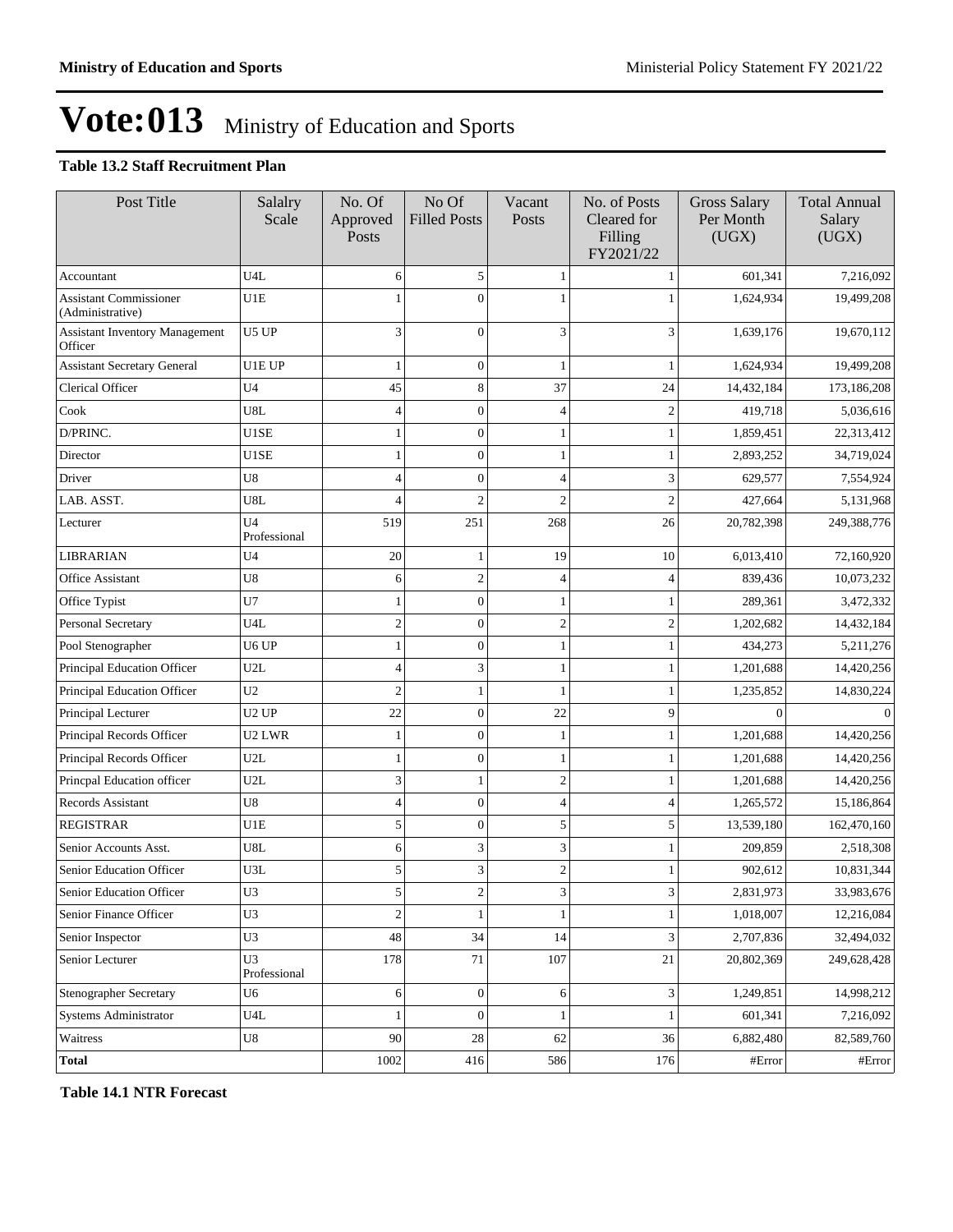# Vote:013 Ministry of Education and Sports

**Table 13.2 Staff Recruitment Plan**

| Post Title | Salalry Scale | No. Of Approved Posts | No Of Filled Posts | Vacant Posts | No. of Posts Cleared for Filling FY2021/22 | Gross Salary Per Month (UGX) | Total Annual Salary (UGX) |
|---|---|---|---|---|---|---|---|
| Accountant | U4L | 6 | 5 | 1 | 1 | 601,341 | 7,216,092 |
| Assistant Commissioner (Administrative) | U1E | 1 | 0 | 1 | 1 | 1,624,934 | 19,499,208 |
| Assistant Inventory Management Officer | U5 UP | 3 | 0 | 3 | 3 | 1,639,176 | 19,670,112 |
| Assistant Secretary General | U1E UP | 1 | 0 | 1 | 1 | 1,624,934 | 19,499,208 |
| Clerical Officer | U4 | 45 | 8 | 37 | 24 | 14,432,184 | 173,186,208 |
| Cook | U8L | 4 | 0 | 4 | 2 | 419,718 | 5,036,616 |
| D/PRINC. | U1SE | 1 | 0 | 1 | 1 | 1,859,451 | 22,313,412 |
| Director | U1SE | 1 | 0 | 1 | 1 | 2,893,252 | 34,719,024 |
| Driver | U8 | 4 | 0 | 4 | 3 | 629,577 | 7,554,924 |
| LAB. ASST. | U8L | 4 | 2 | 2 | 2 | 427,664 | 5,131,968 |
| Lecturer | U4 Professional | 519 | 251 | 268 | 26 | 20,782,398 | 249,388,776 |
| LIBRARIAN | U4 | 20 | 1 | 19 | 10 | 6,013,410 | 72,160,920 |
| Office Assistant | U8 | 6 | 2 | 4 | 4 | 839,436 | 10,073,232 |
| Office Typist | U7 | 1 | 0 | 1 | 1 | 289,361 | 3,472,332 |
| Personal Secretary | U4L | 2 | 0 | 2 | 2 | 1,202,682 | 14,432,184 |
| Pool Stenographer | U6 UP | 1 | 0 | 1 | 1 | 434,273 | 5,211,276 |
| Principal Education Officer | U2L | 4 | 3 | 1 | 1 | 1,201,688 | 14,420,256 |
| Principal Education Officer | U2 | 2 | 1 | 1 | 1 | 1,235,852 | 14,830,224 |
| Principal Lecturer | U2 UP | 22 | 0 | 22 | 9 | 0 | 0 |
| Principal Records Officer | U2 LWR | 1 | 0 | 1 | 1 | 1,201,688 | 14,420,256 |
| Principal Records Officer | U2L | 1 | 0 | 1 | 1 | 1,201,688 | 14,420,256 |
| Princpal Education officer | U2L | 3 | 1 | 2 | 1 | 1,201,688 | 14,420,256 |
| Records Assistant | U8 | 4 | 0 | 4 | 4 | 1,265,572 | 15,186,864 |
| REGISTRAR | U1E | 5 | 0 | 5 | 5 | 13,539,180 | 162,470,160 |
| Senior Accounts Asst. | U8L | 6 | 3 | 3 | 1 | 209,859 | 2,518,308 |
| Senior Education Officer | U3L | 5 | 3 | 2 | 1 | 902,612 | 10,831,344 |
| Senior Education Officer | U3 | 5 | 2 | 3 | 3 | 2,831,973 | 33,983,676 |
| Senior Finance Officer | U3 | 2 | 1 | 1 | 1 | 1,018,007 | 12,216,084 |
| Senior Inspector | U3 | 48 | 34 | 14 | 3 | 2,707,836 | 32,494,032 |
| Senior Lecturer | U3 Professional | 178 | 71 | 107 | 21 | 20,802,369 | 249,628,428 |
| Stenographer Secretary | U6 | 6 | 0 | 6 | 3 | 1,249,851 | 14,998,212 |
| Systems Administrator | U4L | 1 | 0 | 1 | 1 | 601,341 | 7,216,092 |
| Waitress | U8 | 90 | 28 | 62 | 36 | 6,882,480 | 82,589,760 |
| **Total** | | 1002 | 416 | 586 | 176 | #Error | #Error |

**Table 14.1 NTR Forecast**